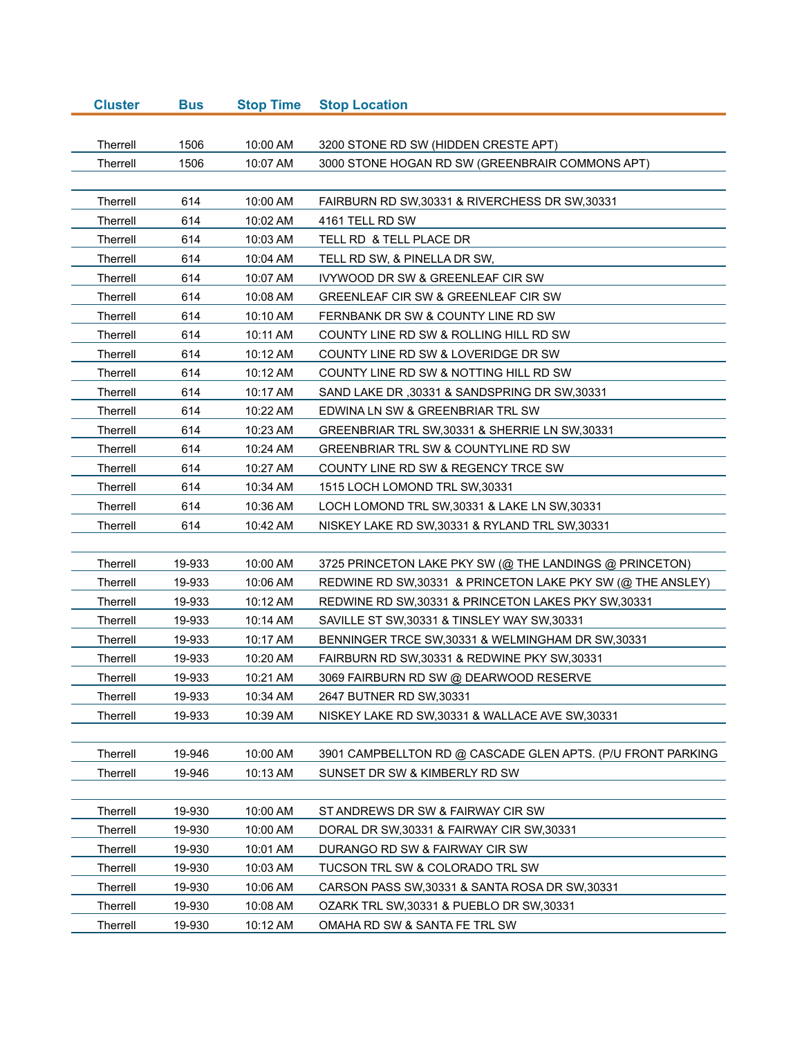| Cluster | Bus | Stop Time | Stop Location |
|---|---|---|---|
| Therrell | 1506 | 10:00 AM | 3200 STONE RD SW (HIDDEN CRESTE APT) |
| Therrell | 1506 | 10:07 AM | 3000 STONE HOGAN RD SW (GREENBRAIR COMMONS APT) |
| | | | |
| Therrell | 614 | 10:00 AM | FAIRBURN RD SW,30331 & RIVERCHESS DR SW,30331 |
| Therrell | 614 | 10:02 AM | 4161 TELL RD SW |
| Therrell | 614 | 10:03 AM | TELL RD & TELL PLACE DR |
| Therrell | 614 | 10:04 AM | TELL RD SW, & PINELLA DR SW, |
| Therrell | 614 | 10:07 AM | IVYWOOD DR SW & GREENLEAF CIR SW |
| Therrell | 614 | 10:08 AM | GREENLEAF CIR SW & GREENLEAF CIR SW |
| Therrell | 614 | 10:10 AM | FERNBANK DR SW & COUNTY LINE RD SW |
| Therrell | 614 | 10:11 AM | COUNTY LINE RD SW & ROLLING HILL RD SW |
| Therrell | 614 | 10:12 AM | COUNTY LINE RD SW & LOVERIDGE DR SW |
| Therrell | 614 | 10:12 AM | COUNTY LINE RD SW & NOTTING HILL RD SW |
| Therrell | 614 | 10:17 AM | SAND LAKE DR ,30331 & SANDSPRING DR SW,30331 |
| Therrell | 614 | 10:22 AM | EDWINA LN SW & GREENBRIAR TRL SW |
| Therrell | 614 | 10:23 AM | GREENBRIAR TRL SW,30331 & SHERRIE LN SW,30331 |
| Therrell | 614 | 10:24 AM | GREENBRIAR TRL SW & COUNTYLINE RD SW |
| Therrell | 614 | 10:27 AM | COUNTY LINE RD SW & REGENCY TRCE SW |
| Therrell | 614 | 10:34 AM | 1515 LOCH LOMOND TRL SW,30331 |
| Therrell | 614 | 10:36 AM | LOCH LOMOND TRL SW,30331 & LAKE LN SW,30331 |
| Therrell | 614 | 10:42 AM | NISKEY LAKE RD SW,30331 & RYLAND TRL SW,30331 |
| | | | |
| Therrell | 19-933 | 10:00 AM | 3725 PRINCETON LAKE PKY SW (@ THE LANDINGS @ PRINCETON) |
| Therrell | 19-933 | 10:06 AM | REDWINE RD SW,30331 & PRINCETON LAKE PKY SW (@ THE ANSLEY) |
| Therrell | 19-933 | 10:12 AM | REDWINE RD SW,30331 & PRINCETON LAKES PKY SW,30331 |
| Therrell | 19-933 | 10:14 AM | SAVILLE ST SW,30331 & TINSLEY WAY SW,30331 |
| Therrell | 19-933 | 10:17 AM | BENNINGER TRCE SW,30331 & WELMINGHAM DR SW,30331 |
| Therrell | 19-933 | 10:20 AM | FAIRBURN RD SW,30331 & REDWINE PKY SW,30331 |
| Therrell | 19-933 | 10:21 AM | 3069 FAIRBURN RD SW @ DEARWOOD RESERVE |
| Therrell | 19-933 | 10:34 AM | 2647 BUTNER RD SW,30331 |
| Therrell | 19-933 | 10:39 AM | NISKEY LAKE RD SW,30331 & WALLACE AVE SW,30331 |
| | | | |
| Therrell | 19-946 | 10:00 AM | 3901 CAMPBELLTON RD @ CASCADE GLEN APTS. (P/U FRONT PARKING |
| Therrell | 19-946 | 10:13 AM | SUNSET DR SW & KIMBERLY RD SW |
| | | | |
| Therrell | 19-930 | 10:00 AM | ST ANDREWS DR SW & FAIRWAY CIR SW |
| Therrell | 19-930 | 10:00 AM | DORAL DR SW,30331 & FAIRWAY CIR SW,30331 |
| Therrell | 19-930 | 10:01 AM | DURANGO RD SW & FAIRWAY CIR SW |
| Therrell | 19-930 | 10:03 AM | TUCSON TRL SW & COLORADO TRL SW |
| Therrell | 19-930 | 10:06 AM | CARSON PASS SW,30331 & SANTA ROSA DR SW,30331 |
| Therrell | 19-930 | 10:08 AM | OZARK TRL SW,30331 & PUEBLO DR SW,30331 |
| Therrell | 19-930 | 10:12 AM | OMAHA RD SW & SANTA FE TRL SW |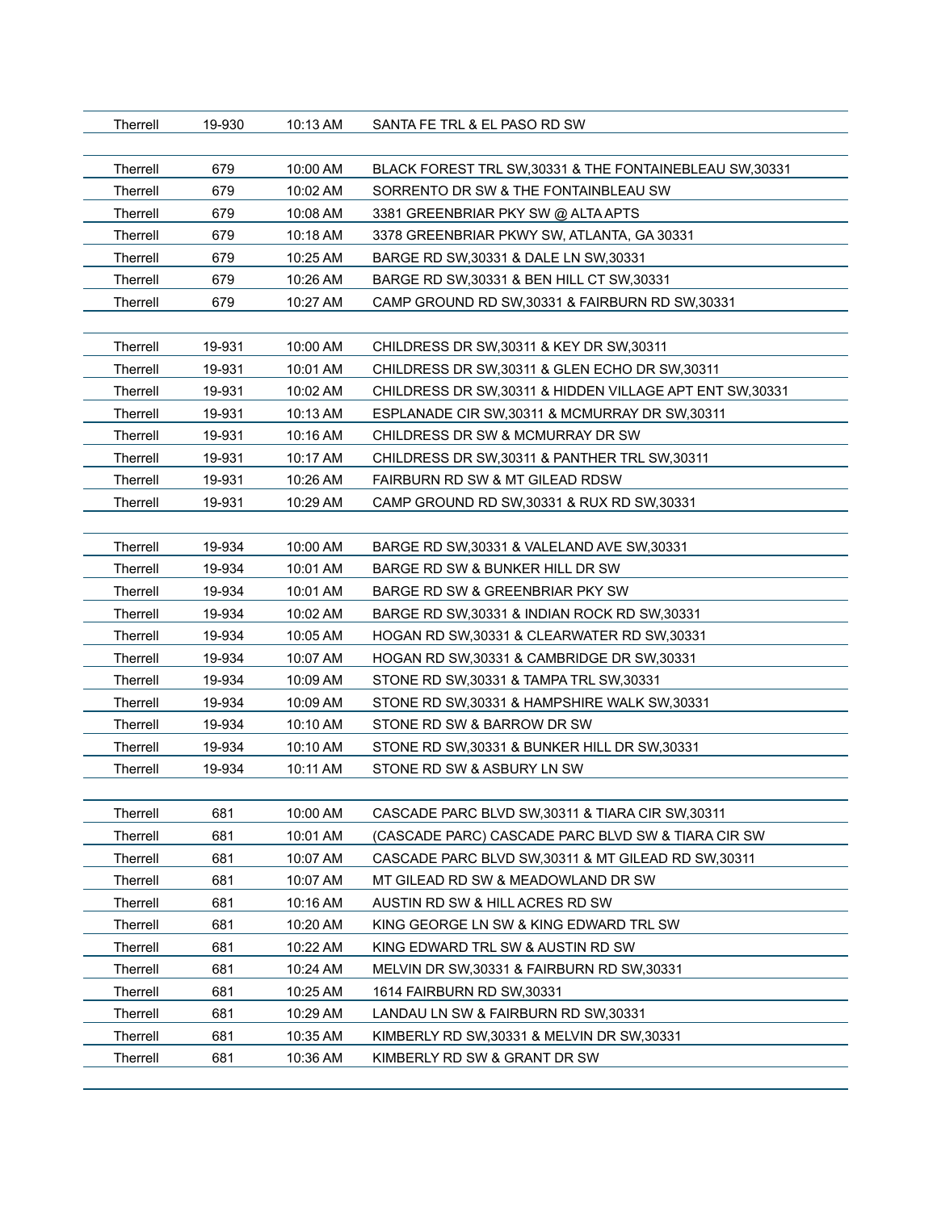| | | | |
|---|---|---|---|
| Therrell | 19-930 | 10:13 AM | SANTA FE TRL & EL PASO RD SW |
| | | | |
| Therrell | 679 | 10:00 AM | BLACK FOREST TRL SW,30331 & THE FONTAINEBLEAU SW,30331 |
| Therrell | 679 | 10:02 AM | SORRENTO DR SW & THE FONTAINBLEAU SW |
| Therrell | 679 | 10:08 AM | 3381 GREENBRIAR PKY SW @ ALTA APTS |
| Therrell | 679 | 10:18 AM | 3378 GREENBRIAR PKWY SW, ATLANTA, GA 30331 |
| Therrell | 679 | 10:25 AM | BARGE RD SW,30331 & DALE LN SW,30331 |
| Therrell | 679 | 10:26 AM | BARGE RD SW,30331 & BEN HILL CT SW,30331 |
| Therrell | 679 | 10:27 AM | CAMP GROUND RD SW,30331 & FAIRBURN RD SW,30331 |
| | | | |
| Therrell | 19-931 | 10:00 AM | CHILDRESS DR SW,30311 & KEY DR SW,30311 |
| Therrell | 19-931 | 10:01 AM | CHILDRESS DR SW,30311 & GLEN ECHO DR SW,30311 |
| Therrell | 19-931 | 10:02 AM | CHILDRESS DR SW,30311 & HIDDEN VILLAGE APT ENT SW,30331 |
| Therrell | 19-931 | 10:13 AM | ESPLANADE CIR SW,30311 & MCMURRAY DR SW,30311 |
| Therrell | 19-931 | 10:16 AM | CHILDRESS DR SW & MCMURRAY DR SW |
| Therrell | 19-931 | 10:17 AM | CHILDRESS DR SW,30311 & PANTHER TRL SW,30311 |
| Therrell | 19-931 | 10:26 AM | FAIRBURN RD SW & MT GILEAD RDSW |
| Therrell | 19-931 | 10:29 AM | CAMP GROUND RD SW,30331 & RUX RD SW,30331 |
| | | | |
| Therrell | 19-934 | 10:00 AM | BARGE RD SW,30331 & VALELAND AVE SW,30331 |
| Therrell | 19-934 | 10:01 AM | BARGE RD SW & BUNKER HILL DR SW |
| Therrell | 19-934 | 10:01 AM | BARGE RD SW & GREENBRIAR PKY SW |
| Therrell | 19-934 | 10:02 AM | BARGE RD SW,30331 & INDIAN ROCK RD SW,30331 |
| Therrell | 19-934 | 10:05 AM | HOGAN RD SW,30331 & CLEARWATER RD SW,30331 |
| Therrell | 19-934 | 10:07 AM | HOGAN RD SW,30331 & CAMBRIDGE DR SW,30331 |
| Therrell | 19-934 | 10:09 AM | STONE RD SW,30331 & TAMPA TRL SW,30331 |
| Therrell | 19-934 | 10:09 AM | STONE RD SW,30331 & HAMPSHIRE WALK SW,30331 |
| Therrell | 19-934 | 10:10 AM | STONE RD SW & BARROW DR SW |
| Therrell | 19-934 | 10:10 AM | STONE RD SW,30331 & BUNKER HILL DR SW,30331 |
| Therrell | 19-934 | 10:11 AM | STONE RD SW & ASBURY LN SW |
| | | | |
| Therrell | 681 | 10:00 AM | CASCADE PARC BLVD SW,30311 & TIARA CIR SW,30311 |
| Therrell | 681 | 10:01 AM | (CASCADE PARC) CASCADE PARC BLVD SW & TIARA CIR SW |
| Therrell | 681 | 10:07 AM | CASCADE PARC BLVD SW,30311 & MT GILEAD RD SW,30311 |
| Therrell | 681 | 10:07 AM | MT GILEAD RD SW & MEADOWLAND DR SW |
| Therrell | 681 | 10:16 AM | AUSTIN RD SW & HILL ACRES RD SW |
| Therrell | 681 | 10:20 AM | KING GEORGE LN SW & KING EDWARD TRL SW |
| Therrell | 681 | 10:22 AM | KING EDWARD TRL SW & AUSTIN RD SW |
| Therrell | 681 | 10:24 AM | MELVIN DR SW,30331 & FAIRBURN RD SW,30331 |
| Therrell | 681 | 10:25 AM | 1614 FAIRBURN RD SW,30331 |
| Therrell | 681 | 10:29 AM | LANDAU LN SW & FAIRBURN RD SW,30331 |
| Therrell | 681 | 10:35 AM | KIMBERLY RD SW,30331 & MELVIN DR SW,30331 |
| Therrell | 681 | 10:36 AM | KIMBERLY RD SW & GRANT DR SW |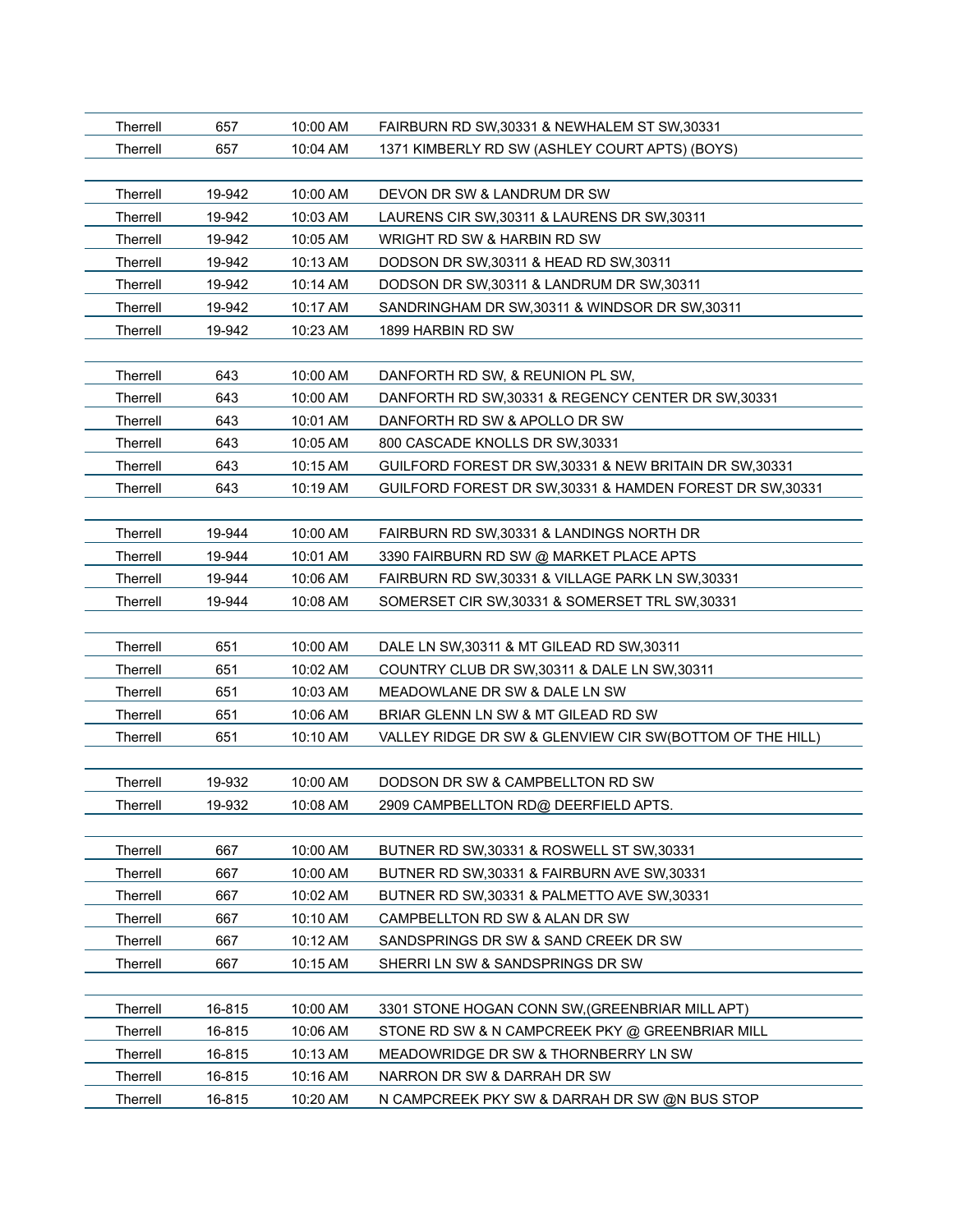| | | | |
|---|---|---|---|
| Therrell | 657 | 10:00 AM | FAIRBURN RD SW,30331 & NEWHALEM ST SW,30331 |
| Therrell | 657 | 10:04 AM | 1371 KIMBERLY RD SW (ASHLEY COURT APTS) (BOYS) |
| | | | |
| Therrell | 19-942 | 10:00 AM | DEVON DR SW & LANDRUM DR SW |
| Therrell | 19-942 | 10:03 AM | LAURENS CIR SW,30311 & LAURENS DR SW,30311 |
| Therrell | 19-942 | 10:05 AM | WRIGHT RD SW & HARBIN RD SW |
| Therrell | 19-942 | 10:13 AM | DODSON DR SW,30311 & HEAD RD SW,30311 |
| Therrell | 19-942 | 10:14 AM | DODSON DR SW,30311 & LANDRUM DR SW,30311 |
| Therrell | 19-942 | 10:17 AM | SANDRINGHAM DR SW,30311 & WINDSOR DR SW,30311 |
| Therrell | 19-942 | 10:23 AM | 1899 HARBIN RD SW |
| | | | |
| Therrell | 643 | 10:00 AM | DANFORTH RD SW, & REUNION PL SW, |
| Therrell | 643 | 10:00 AM | DANFORTH RD SW,30331 & REGENCY CENTER DR SW,30331 |
| Therrell | 643 | 10:01 AM | DANFORTH RD SW & APOLLO DR SW |
| Therrell | 643 | 10:05 AM | 800 CASCADE KNOLLS DR SW,30331 |
| Therrell | 643 | 10:15 AM | GUILFORD FOREST DR SW,30331 & NEW BRITAIN DR SW,30331 |
| Therrell | 643 | 10:19 AM | GUILFORD FOREST DR SW,30331 & HAMDEN FOREST DR SW,30331 |
| | | | |
| Therrell | 19-944 | 10:00 AM | FAIRBURN RD SW,30331 & LANDINGS NORTH DR |
| Therrell | 19-944 | 10:01 AM | 3390 FAIRBURN RD SW @ MARKET PLACE APTS |
| Therrell | 19-944 | 10:06 AM | FAIRBURN RD SW,30331 & VILLAGE PARK LN SW,30331 |
| Therrell | 19-944 | 10:08 AM | SOMERSET CIR SW,30331 & SOMERSET TRL SW,30331 |
| | | | |
| Therrell | 651 | 10:00 AM | DALE LN SW,30311 & MT GILEAD RD SW,30311 |
| Therrell | 651 | 10:02 AM | COUNTRY CLUB DR SW,30311 & DALE LN SW,30311 |
| Therrell | 651 | 10:03 AM | MEADOWLANE DR SW & DALE LN SW |
| Therrell | 651 | 10:06 AM | BRIAR GLENN LN SW & MT GILEAD RD SW |
| Therrell | 651 | 10:10 AM | VALLEY RIDGE DR SW & GLENVIEW CIR SW(BOTTOM OF THE HILL) |
| | | | |
| Therrell | 19-932 | 10:00 AM | DODSON DR SW & CAMPBELLTON RD SW |
| Therrell | 19-932 | 10:08 AM | 2909 CAMPBELLTON RD@ DEERFIELD APTS. |
| | | | |
| Therrell | 667 | 10:00 AM | BUTNER RD SW,30331 & ROSWELL ST SW,30331 |
| Therrell | 667 | 10:00 AM | BUTNER RD SW,30331 & FAIRBURN AVE SW,30331 |
| Therrell | 667 | 10:02 AM | BUTNER RD SW,30331 & PALMETTO AVE SW,30331 |
| Therrell | 667 | 10:10 AM | CAMPBELLTON RD SW & ALAN DR SW |
| Therrell | 667 | 10:12 AM | SANDSPRINGS DR SW & SAND CREEK DR SW |
| Therrell | 667 | 10:15 AM | SHERRI LN SW & SANDSPRINGS DR SW |
| | | | |
| Therrell | 16-815 | 10:00 AM | 3301 STONE HOGAN CONN SW,(GREENBRIAR MILL APT) |
| Therrell | 16-815 | 10:06 AM | STONE RD SW & N CAMPCREEK PKY @ GREENBRIAR MILL |
| Therrell | 16-815 | 10:13 AM | MEADOWRIDGE DR SW & THORNBERRY LN SW |
| Therrell | 16-815 | 10:16 AM | NARRON DR SW & DARRAH DR SW |
| Therrell | 16-815 | 10:20 AM | N CAMPCREEK PKY SW & DARRAH DR SW @N BUS STOP |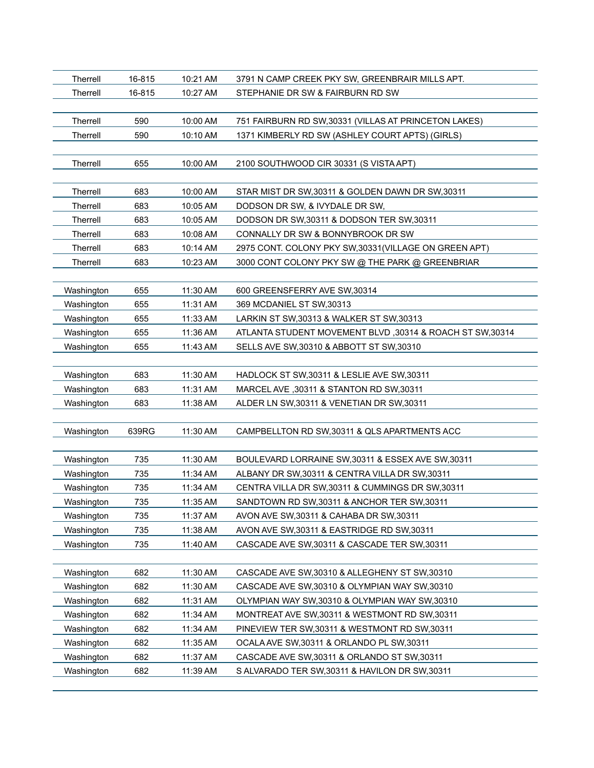| | | | |
|---|---|---|---|
| Therrell | 16-815 | 10:21 AM | 3791 N CAMP CREEK PKY SW, GREENBRAIR MILLS APT. |
| Therrell | 16-815 | 10:27 AM | STEPHANIE DR SW & FAIRBURN RD SW |
| | | | |
| Therrell | 590 | 10:00 AM | 751 FAIRBURN RD SW,30331 (VILLAS AT PRINCETON LAKES) |
| Therrell | 590 | 10:10 AM | 1371 KIMBERLY RD SW (ASHLEY COURT APTS) (GIRLS) |
| | | | |
| Therrell | 655 | 10:00 AM | 2100 SOUTHWOOD CIR 30331 (S VISTA APT) |
| | | | |
| Therrell | 683 | 10:00 AM | STAR MIST DR SW,30311 & GOLDEN DAWN DR SW,30311 |
| Therrell | 683 | 10:05 AM | DODSON DR SW, & IVYDALE DR SW, |
| Therrell | 683 | 10:05 AM | DODSON DR SW,30311 & DODSON TER SW,30311 |
| Therrell | 683 | 10:08 AM | CONNALLY DR SW & BONNYBROOK DR SW |
| Therrell | 683 | 10:14 AM | 2975 CONT. COLONY PKY SW,30331(VILLAGE ON GREEN APT) |
| Therrell | 683 | 10:23 AM | 3000 CONT COLONY PKY SW @ THE PARK @ GREENBRIAR |
| | | | |
| Washington | 655 | 11:30 AM | 600 GREENSFERRY AVE SW,30314 |
| Washington | 655 | 11:31 AM | 369 MCDANIEL ST SW,30313 |
| Washington | 655 | 11:33 AM | LARKIN ST SW,30313 & WALKER ST SW,30313 |
| Washington | 655 | 11:36 AM | ATLANTA STUDENT MOVEMENT BLVD ,30314 & ROACH ST SW,30314 |
| Washington | 655 | 11:43 AM | SELLS AVE SW,30310 & ABBOTT ST SW,30310 |
| | | | |
| Washington | 683 | 11:30 AM | HADLOCK ST SW,30311 & LESLIE AVE SW,30311 |
| Washington | 683 | 11:31 AM | MARCEL AVE ,30311 & STANTON RD SW,30311 |
| Washington | 683 | 11:38 AM | ALDER LN SW,30311 & VENETIAN DR SW,30311 |
| | | | |
| Washington | 639RG | 11:30 AM | CAMPBELLTON RD SW,30311 & QLS APARTMENTS ACC |
| | | | |
| Washington | 735 | 11:30 AM | BOULEVARD LORRAINE SW,30311 & ESSEX AVE SW,30311 |
| Washington | 735 | 11:34 AM | ALBANY DR SW,30311 & CENTRA VILLA DR SW,30311 |
| Washington | 735 | 11:34 AM | CENTRA VILLA DR SW,30311 & CUMMINGS DR SW,30311 |
| Washington | 735 | 11:35 AM | SANDTOWN RD SW,30311 & ANCHOR TER SW,30311 |
| Washington | 735 | 11:37 AM | AVON AVE SW,30311 & CAHABA DR SW,30311 |
| Washington | 735 | 11:38 AM | AVON AVE SW,30311 & EASTRIDGE RD SW,30311 |
| Washington | 735 | 11:40 AM | CASCADE AVE SW,30311 & CASCADE TER SW,30311 |
| | | | |
| Washington | 682 | 11:30 AM | CASCADE AVE SW,30310 & ALLEGHENY ST SW,30310 |
| Washington | 682 | 11:30 AM | CASCADE AVE SW,30310 & OLYMPIAN WAY SW,30310 |
| Washington | 682 | 11:31 AM | OLYMPIAN WAY SW,30310 & OLYMPIAN WAY SW,30310 |
| Washington | 682 | 11:34 AM | MONTREAT AVE SW,30311 & WESTMONT RD SW,30311 |
| Washington | 682 | 11:34 AM | PINEVIEW TER SW,30311 & WESTMONT RD SW,30311 |
| Washington | 682 | 11:35 AM | OCALA AVE SW,30311 & ORLANDO PL SW,30311 |
| Washington | 682 | 11:37 AM | CASCADE AVE SW,30311 & ORLANDO ST SW,30311 |
| Washington | 682 | 11:39 AM | S ALVARADO TER SW,30311 & HAVILON DR SW,30311 |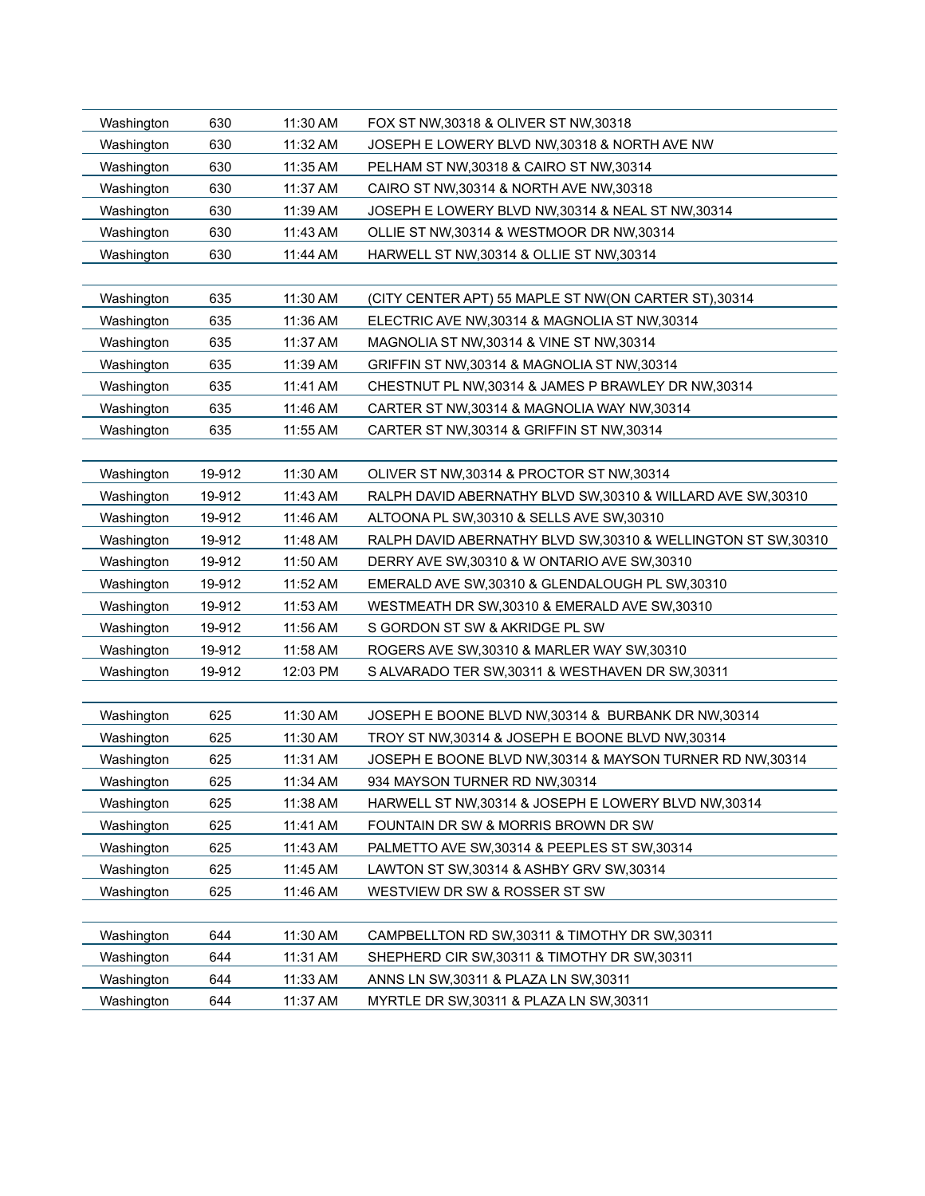| | | | |
|---|---|---|---|
| Washington | 630 | 11:30 AM | FOX ST NW,30318 & OLIVER ST NW,30318 |
| Washington | 630 | 11:32 AM | JOSEPH E LOWERY BLVD NW,30318 & NORTH AVE NW |
| Washington | 630 | 11:35 AM | PELHAM ST NW,30318 & CAIRO ST NW,30314 |
| Washington | 630 | 11:37 AM | CAIRO ST NW,30314 & NORTH AVE NW,30318 |
| Washington | 630 | 11:39 AM | JOSEPH E LOWERY BLVD NW,30314 & NEAL ST NW,30314 |
| Washington | 630 | 11:43 AM | OLLIE ST NW,30314 & WESTMOOR DR NW,30314 |
| Washington | 630 | 11:44 AM | HARWELL ST NW,30314 & OLLIE ST NW,30314 |
| | | | |
| Washington | 635 | 11:30 AM | (CITY CENTER APT) 55 MAPLE ST NW(ON CARTER ST),30314 |
| Washington | 635 | 11:36 AM | ELECTRIC AVE NW,30314 & MAGNOLIA ST NW,30314 |
| Washington | 635 | 11:37 AM | MAGNOLIA ST NW,30314 & VINE ST NW,30314 |
| Washington | 635 | 11:39 AM | GRIFFIN ST NW,30314 & MAGNOLIA ST NW,30314 |
| Washington | 635 | 11:41 AM | CHESTNUT PL NW,30314 & JAMES P BRAWLEY DR NW,30314 |
| Washington | 635 | 11:46 AM | CARTER ST NW,30314 & MAGNOLIA WAY NW,30314 |
| Washington | 635 | 11:55 AM | CARTER ST NW,30314 & GRIFFIN ST NW,30314 |
| | | | |
| Washington | 19-912 | 11:30 AM | OLIVER ST NW,30314 & PROCTOR ST NW,30314 |
| Washington | 19-912 | 11:43 AM | RALPH DAVID ABERNATHY BLVD SW,30310 & WILLARD AVE SW,30310 |
| Washington | 19-912 | 11:46 AM | ALTOONA PL SW,30310 & SELLS AVE SW,30310 |
| Washington | 19-912 | 11:48 AM | RALPH DAVID ABERNATHY BLVD SW,30310 & WELLINGTON ST SW,30310 |
| Washington | 19-912 | 11:50 AM | DERRY AVE SW,30310 & W ONTARIO AVE SW,30310 |
| Washington | 19-912 | 11:52 AM | EMERALD AVE SW,30310 & GLENDALOUGH PL SW,30310 |
| Washington | 19-912 | 11:53 AM | WESTMEATH DR SW,30310 & EMERALD AVE SW,30310 |
| Washington | 19-912 | 11:56 AM | S GORDON ST SW & AKRIDGE PL SW |
| Washington | 19-912 | 11:58 AM | ROGERS AVE SW,30310 & MARLER WAY SW,30310 |
| Washington | 19-912 | 12:03 PM | S ALVARADO TER SW,30311 & WESTHAVEN DR SW,30311 |
| | | | |
| Washington | 625 | 11:30 AM | JOSEPH E BOONE BLVD NW,30314 & BURBANK DR NW,30314 |
| Washington | 625 | 11:30 AM | TROY ST NW,30314 & JOSEPH E BOONE BLVD NW,30314 |
| Washington | 625 | 11:31 AM | JOSEPH E BOONE BLVD NW,30314 & MAYSON TURNER RD NW,30314 |
| Washington | 625 | 11:34 AM | 934 MAYSON TURNER RD NW,30314 |
| Washington | 625 | 11:38 AM | HARWELL ST NW,30314 & JOSEPH E LOWERY BLVD NW,30314 |
| Washington | 625 | 11:41 AM | FOUNTAIN DR SW & MORRIS BROWN DR SW |
| Washington | 625 | 11:43 AM | PALMETTO AVE SW,30314 & PEEPLES ST SW,30314 |
| Washington | 625 | 11:45 AM | LAWTON ST SW,30314 & ASHBY GRV SW,30314 |
| Washington | 625 | 11:46 AM | WESTVIEW DR SW & ROSSER ST SW |
| | | | |
| Washington | 644 | 11:30 AM | CAMPBELLTON RD SW,30311 & TIMOTHY DR SW,30311 |
| Washington | 644 | 11:31 AM | SHEPHERD CIR SW,30311 & TIMOTHY DR SW,30311 |
| Washington | 644 | 11:33 AM | ANNS LN SW,30311 & PLAZA LN SW,30311 |
| Washington | 644 | 11:37 AM | MYRTLE DR SW,30311 & PLAZA LN SW,30311 |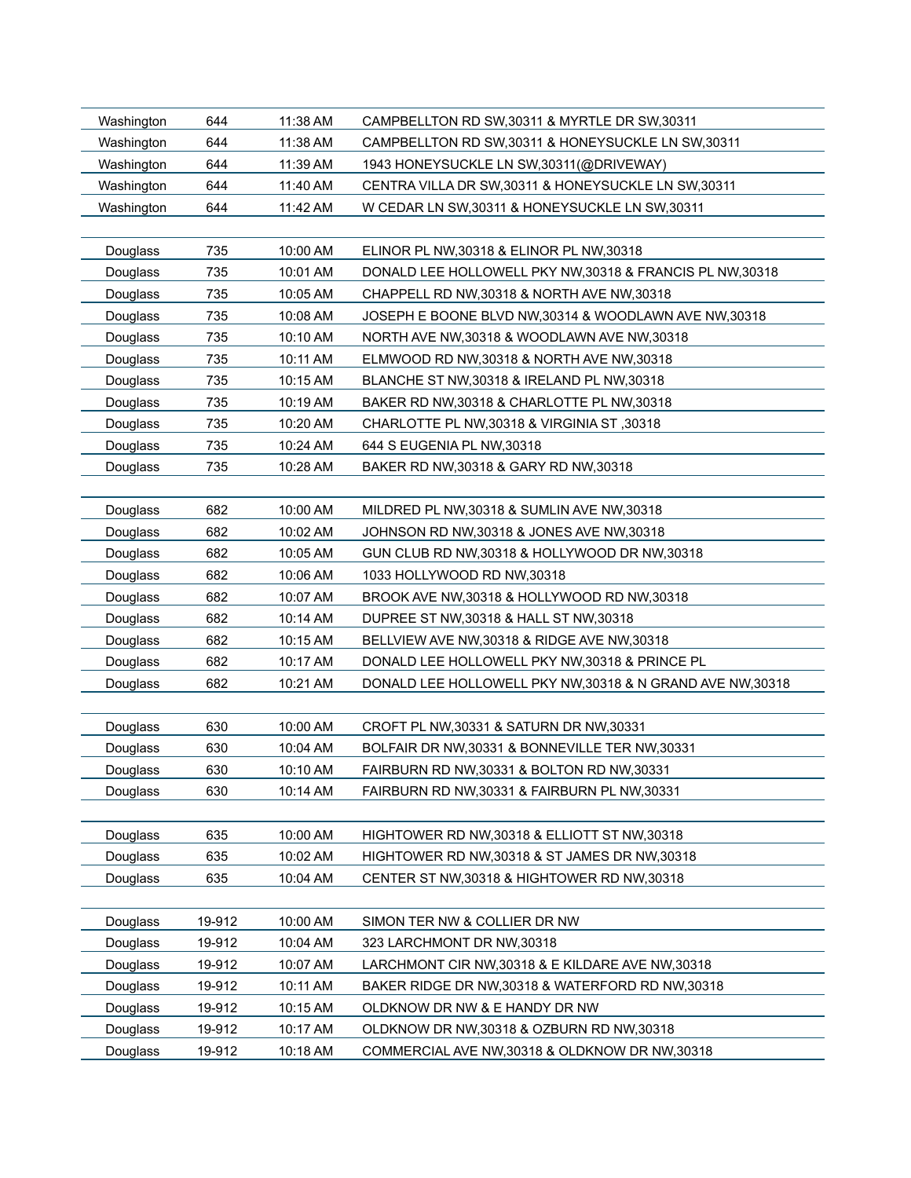| | | | |
|---|---|---|---|
| Washington | 644 | 11:38 AM | CAMPBELLTON RD SW,30311 & MYRTLE DR SW,30311 |
| Washington | 644 | 11:38 AM | CAMPBELLTON RD SW,30311 & HONEYSUCKLE LN SW,30311 |
| Washington | 644 | 11:39 AM | 1943 HONEYSUCKLE LN SW,30311(@DRIVEWAY) |
| Washington | 644 | 11:40 AM | CENTRA VILLA DR SW,30311 & HONEYSUCKLE LN SW,30311 |
| Washington | 644 | 11:42 AM | W CEDAR LN SW,30311 & HONEYSUCKLE LN SW,30311 |
| | | | |
| Douglass | 735 | 10:00 AM | ELINOR PL NW,30318 & ELINOR PL NW,30318 |
| Douglass | 735 | 10:01 AM | DONALD LEE HOLLOWELL PKY NW,30318 & FRANCIS PL NW,30318 |
| Douglass | 735 | 10:05 AM | CHAPPELL RD NW,30318 & NORTH AVE NW,30318 |
| Douglass | 735 | 10:08 AM | JOSEPH E BOONE BLVD NW,30314 & WOODLAWN AVE NW,30318 |
| Douglass | 735 | 10:10 AM | NORTH AVE NW,30318 & WOODLAWN AVE NW,30318 |
| Douglass | 735 | 10:11 AM | ELMWOOD RD NW,30318 & NORTH AVE NW,30318 |
| Douglass | 735 | 10:15 AM | BLANCHE ST NW,30318 & IRELAND PL NW,30318 |
| Douglass | 735 | 10:19 AM | BAKER RD NW,30318 & CHARLOTTE PL NW,30318 |
| Douglass | 735 | 10:20 AM | CHARLOTTE PL NW,30318 & VIRGINIA ST ,30318 |
| Douglass | 735 | 10:24 AM | 644 S EUGENIA PL NW,30318 |
| Douglass | 735 | 10:28 AM | BAKER RD NW,30318 & GARY RD NW,30318 |
| | | | |
| Douglass | 682 | 10:00 AM | MILDRED PL NW,30318 & SUMLIN AVE NW,30318 |
| Douglass | 682 | 10:02 AM | JOHNSON RD NW,30318 & JONES AVE NW,30318 |
| Douglass | 682 | 10:05 AM | GUN CLUB RD NW,30318 & HOLLYWOOD DR NW,30318 |
| Douglass | 682 | 10:06 AM | 1033 HOLLYWOOD RD NW,30318 |
| Douglass | 682 | 10:07 AM | BROOK AVE NW,30318 & HOLLYWOOD RD NW,30318 |
| Douglass | 682 | 10:14 AM | DUPREE ST NW,30318 & HALL ST NW,30318 |
| Douglass | 682 | 10:15 AM | BELLVIEW AVE NW,30318 & RIDGE AVE NW,30318 |
| Douglass | 682 | 10:17 AM | DONALD LEE HOLLOWELL PKY NW,30318 & PRINCE PL |
| Douglass | 682 | 10:21 AM | DONALD LEE HOLLOWELL PKY NW,30318 & N GRAND AVE NW,30318 |
| | | | |
| Douglass | 630 | 10:00 AM | CROFT PL NW,30331 & SATURN DR NW,30331 |
| Douglass | 630 | 10:04 AM | BOLFAIR DR NW,30331 & BONNEVILLE TER NW,30331 |
| Douglass | 630 | 10:10 AM | FAIRBURN RD NW,30331 & BOLTON RD NW,30331 |
| Douglass | 630 | 10:14 AM | FAIRBURN RD NW,30331 & FAIRBURN PL NW,30331 |
| | | | |
| Douglass | 635 | 10:00 AM | HIGHTOWER RD NW,30318 & ELLIOTT ST NW,30318 |
| Douglass | 635 | 10:02 AM | HIGHTOWER RD NW,30318 & ST JAMES DR NW,30318 |
| Douglass | 635 | 10:04 AM | CENTER ST NW,30318 & HIGHTOWER RD NW,30318 |
| | | | |
| Douglass | 19-912 | 10:00 AM | SIMON TER NW & COLLIER DR NW |
| Douglass | 19-912 | 10:04 AM | 323 LARCHMONT DR NW,30318 |
| Douglass | 19-912 | 10:07 AM | LARCHMONT CIR NW,30318 & E KILDARE AVE NW,30318 |
| Douglass | 19-912 | 10:11 AM | BAKER RIDGE DR NW,30318 & WATERFORD RD NW,30318 |
| Douglass | 19-912 | 10:15 AM | OLDKNOW DR NW & E HANDY DR NW |
| Douglass | 19-912 | 10:17 AM | OLDKNOW DR NW,30318 & OZBURN RD NW,30318 |
| Douglass | 19-912 | 10:18 AM | COMMERCIAL AVE NW,30318 & OLDKNOW DR NW,30318 |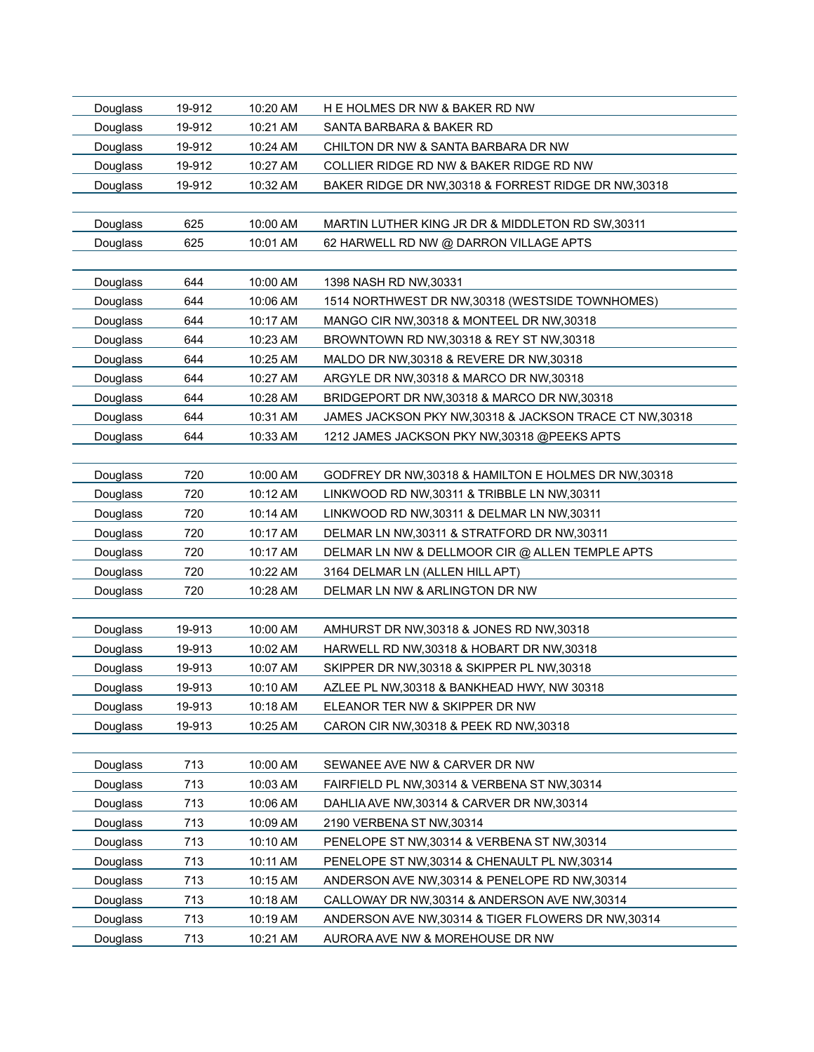| | | | |
|---|---|---|---|
| Douglass | 19-912 | 10:20 AM | H E HOLMES DR NW & BAKER RD NW |
| Douglass | 19-912 | 10:21 AM | SANTA BARBARA & BAKER RD |
| Douglass | 19-912 | 10:24 AM | CHILTON DR NW & SANTA BARBARA DR NW |
| Douglass | 19-912 | 10:27 AM | COLLIER RIDGE RD NW & BAKER RIDGE RD NW |
| Douglass | 19-912 | 10:32 AM | BAKER RIDGE DR NW,30318 & FORREST RIDGE DR NW,30318 |

| | | | |
|---|---|---|---|
| Douglass | 625 | 10:00 AM | MARTIN LUTHER KING JR DR & MIDDLETON RD SW,30311 |
| Douglass | 625 | 10:01 AM | 62 HARWELL RD NW @ DARRON VILLAGE APTS |

| | | | |
|---|---|---|---|
| Douglass | 644 | 10:00 AM | 1398 NASH RD NW,30331 |
| Douglass | 644 | 10:06 AM | 1514 NORTHWEST DR NW,30318 (WESTSIDE TOWNHOMES) |
| Douglass | 644 | 10:17 AM | MANGO CIR NW,30318 & MONTEEL DR NW,30318 |
| Douglass | 644 | 10:23 AM | BROWNTOWN RD NW,30318 & REY ST NW,30318 |
| Douglass | 644 | 10:25 AM | MALDO DR NW,30318 & REVERE DR NW,30318 |
| Douglass | 644 | 10:27 AM | ARGYLE DR NW,30318 & MARCO DR NW,30318 |
| Douglass | 644 | 10:28 AM | BRIDGEPORT DR NW,30318 & MARCO DR NW,30318 |
| Douglass | 644 | 10:31 AM | JAMES JACKSON PKY NW,30318 & JACKSON TRACE CT NW,30318 |
| Douglass | 644 | 10:33 AM | 1212 JAMES JACKSON PKY NW,30318 @PEEKS APTS |

| | | | |
|---|---|---|---|
| Douglass | 720 | 10:00 AM | GODFREY DR NW,30318 & HAMILTON E HOLMES DR NW,30318 |
| Douglass | 720 | 10:12 AM | LINKWOOD RD NW,30311 & TRIBBLE LN NW,30311 |
| Douglass | 720 | 10:14 AM | LINKWOOD RD NW,30311 & DELMAR LN NW,30311 |
| Douglass | 720 | 10:17 AM | DELMAR LN NW,30311 & STRATFORD DR NW,30311 |
| Douglass | 720 | 10:17 AM | DELMAR LN NW & DELLMOOR CIR @ ALLEN TEMPLE APTS |
| Douglass | 720 | 10:22 AM | 3164 DELMAR LN (ALLEN HILL APT) |
| Douglass | 720 | 10:28 AM | DELMAR LN NW & ARLINGTON DR NW |

| | | | |
|---|---|---|---|
| Douglass | 19-913 | 10:00 AM | AMHURST DR NW,30318 & JONES RD NW,30318 |
| Douglass | 19-913 | 10:02 AM | HARWELL RD NW,30318 & HOBART DR NW,30318 |
| Douglass | 19-913 | 10:07 AM | SKIPPER DR NW,30318 & SKIPPER PL NW,30318 |
| Douglass | 19-913 | 10:10 AM | AZLEE PL NW,30318 & BANKHEAD HWY, NW 30318 |
| Douglass | 19-913 | 10:18 AM | ELEANOR TER NW & SKIPPER DR NW |
| Douglass | 19-913 | 10:25 AM | CARON CIR NW,30318 & PEEK RD NW,30318 |

| | | | |
|---|---|---|---|
| Douglass | 713 | 10:00 AM | SEWANEE AVE NW & CARVER DR NW |
| Douglass | 713 | 10:03 AM | FAIRFIELD PL NW,30314 & VERBENA ST NW,30314 |
| Douglass | 713 | 10:06 AM | DAHLIA AVE NW,30314 & CARVER DR NW,30314 |
| Douglass | 713 | 10:09 AM | 2190 VERBENA ST NW,30314 |
| Douglass | 713 | 10:10 AM | PENELOPE ST NW,30314 & VERBENA ST NW,30314 |
| Douglass | 713 | 10:11 AM | PENELOPE ST NW,30314 & CHENAULT PL NW,30314 |
| Douglass | 713 | 10:15 AM | ANDERSON AVE NW,30314 & PENELOPE RD NW,30314 |
| Douglass | 713 | 10:18 AM | CALLOWAY DR NW,30314 & ANDERSON AVE NW,30314 |
| Douglass | 713 | 10:19 AM | ANDERSON AVE NW,30314 & TIGER FLOWERS DR NW,30314 |
| Douglass | 713 | 10:21 AM | AURORA AVE NW & MOREHOUSE DR NW |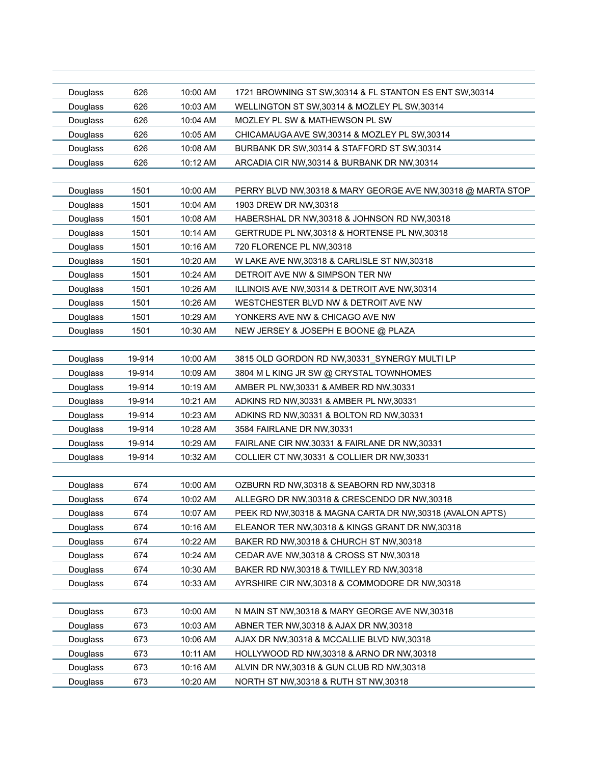| | | | |
|---|---|---|---|
| Douglass | 626 | 10:00 AM | 1721 BROWNING ST SW,30314 & FL STANTON ES ENT SW,30314 |
| Douglass | 626 | 10:03 AM | WELLINGTON ST SW,30314 & MOZLEY PL SW,30314 |
| Douglass | 626 | 10:04 AM | MOZLEY PL SW & MATHEWSON PL SW |
| Douglass | 626 | 10:05 AM | CHICAMAUGA AVE SW,30314 & MOZLEY PL SW,30314 |
| Douglass | 626 | 10:08 AM | BURBANK DR SW,30314 & STAFFORD ST SW,30314 |
| Douglass | 626 | 10:12 AM | ARCADIA CIR NW,30314 & BURBANK DR NW,30314 |
| | | | |
| Douglass | 1501 | 10:00 AM | PERRY BLVD NW,30318 & MARY GEORGE AVE NW,30318 @ MARTA STOP |
| Douglass | 1501 | 10:04 AM | 1903 DREW DR NW,30318 |
| Douglass | 1501 | 10:08 AM | HABERSHAL DR NW,30318 & JOHNSON RD NW,30318 |
| Douglass | 1501 | 10:14 AM | GERTRUDE PL NW,30318 & HORTENSE PL NW,30318 |
| Douglass | 1501 | 10:16 AM | 720 FLORENCE PL NW,30318 |
| Douglass | 1501 | 10:20 AM | W LAKE AVE NW,30318 & CARLISLE ST NW,30318 |
| Douglass | 1501 | 10:24 AM | DETROIT AVE NW & SIMPSON TER NW |
| Douglass | 1501 | 10:26 AM | ILLINOIS AVE NW,30314 & DETROIT AVE NW,30314 |
| Douglass | 1501 | 10:26 AM | WESTCHESTER BLVD NW & DETROIT AVE NW |
| Douglass | 1501 | 10:29 AM | YONKERS AVE NW & CHICAGO AVE NW |
| Douglass | 1501 | 10:30 AM | NEW JERSEY & JOSEPH E BOONE @ PLAZA |
| | | | |
| Douglass | 19-914 | 10:00 AM | 3815 OLD GORDON RD NW,30331_SYNERGY MULTI LP |
| Douglass | 19-914 | 10:09 AM | 3804 M L KING JR SW @ CRYSTAL TOWNHOMES |
| Douglass | 19-914 | 10:19 AM | AMBER PL NW,30331 & AMBER RD NW,30331 |
| Douglass | 19-914 | 10:21 AM | ADKINS RD NW,30331 & AMBER PL NW,30331 |
| Douglass | 19-914 | 10:23 AM | ADKINS RD NW,30331 & BOLTON RD NW,30331 |
| Douglass | 19-914 | 10:28 AM | 3584 FAIRLANE DR NW,30331 |
| Douglass | 19-914 | 10:29 AM | FAIRLANE CIR NW,30331 & FAIRLANE DR NW,30331 |
| Douglass | 19-914 | 10:32 AM | COLLIER CT NW,30331 & COLLIER DR NW,30331 |
| | | | |
| Douglass | 674 | 10:00 AM | OZBURN RD NW,30318 & SEABORN RD NW,30318 |
| Douglass | 674 | 10:02 AM | ALLEGRO DR NW,30318 & CRESCENDO DR NW,30318 |
| Douglass | 674 | 10:07 AM | PEEK RD NW,30318 & MAGNA CARTA DR NW,30318 (AVALON APTS) |
| Douglass | 674 | 10:16 AM | ELEANOR TER NW,30318 & KINGS GRANT DR NW,30318 |
| Douglass | 674 | 10:22 AM | BAKER RD NW,30318 & CHURCH ST NW,30318 |
| Douglass | 674 | 10:24 AM | CEDAR AVE NW,30318 & CROSS ST NW,30318 |
| Douglass | 674 | 10:30 AM | BAKER RD NW,30318 & TWILLEY RD NW,30318 |
| Douglass | 674 | 10:33 AM | AYRSHIRE CIR NW,30318 & COMMODORE DR NW,30318 |
| | | | |
| Douglass | 673 | 10:00 AM | N MAIN ST NW,30318 & MARY GEORGE AVE NW,30318 |
| Douglass | 673 | 10:03 AM | ABNER TER NW,30318 & AJAX DR NW,30318 |
| Douglass | 673 | 10:06 AM | AJAX DR NW,30318 & MCCALLIE BLVD NW,30318 |
| Douglass | 673 | 10:11 AM | HOLLYWOOD RD NW,30318 & ARNO DR NW,30318 |
| Douglass | 673 | 10:16 AM | ALVIN DR NW,30318 & GUN CLUB RD NW,30318 |
| Douglass | 673 | 10:20 AM | NORTH ST NW,30318 & RUTH ST NW,30318 |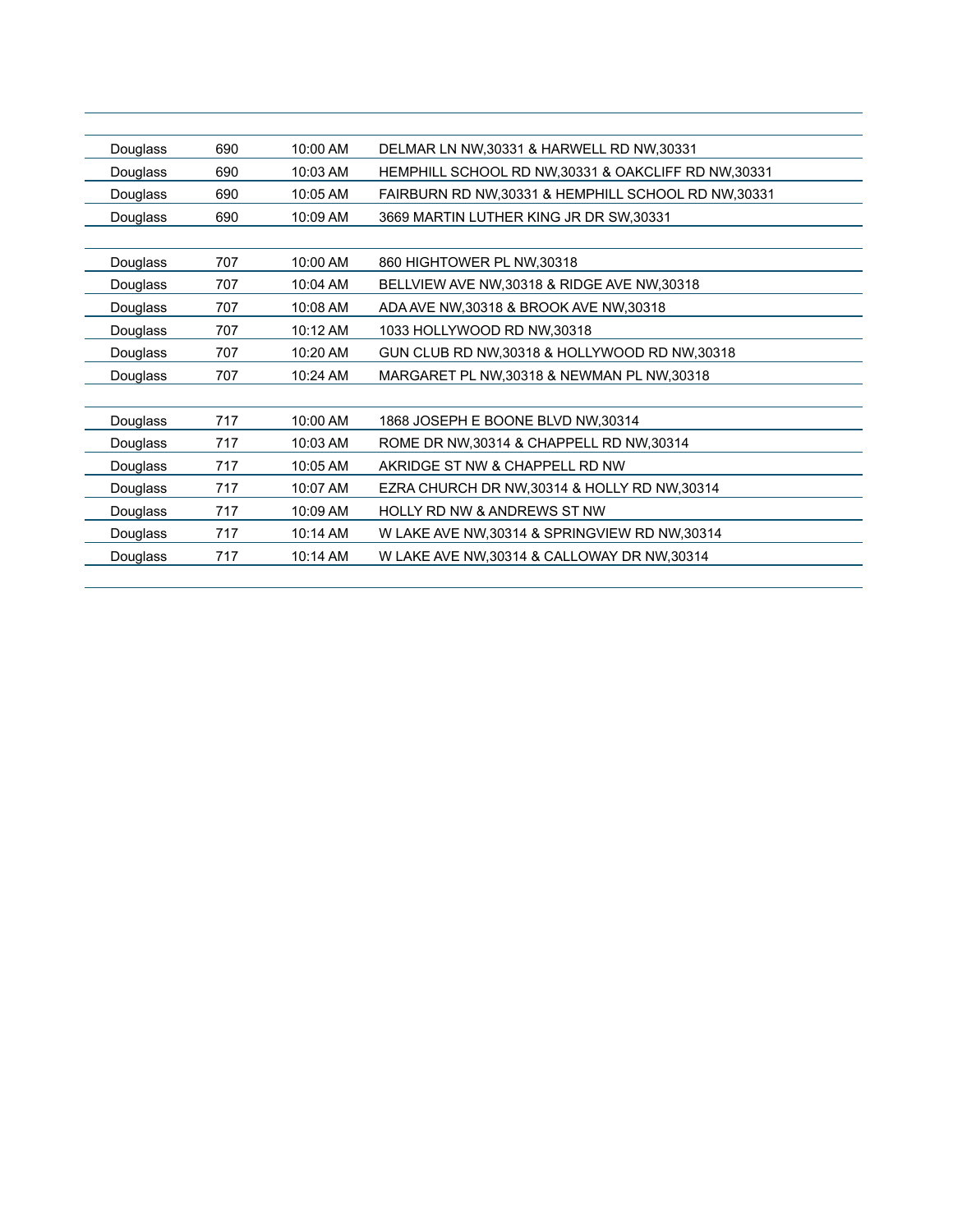| | | | |
|---|---|---|---|
| Douglass | 690 | 10:00 AM | DELMAR LN NW,30331 & HARWELL RD NW,30331 |
| Douglass | 690 | 10:03 AM | HEMPHILL SCHOOL RD NW,30331 & OAKCLIFF RD NW,30331 |
| Douglass | 690 | 10:05 AM | FAIRBURN RD NW,30331 & HEMPHILL SCHOOL RD NW,30331 |
| Douglass | 690 | 10:09 AM | 3669 MARTIN LUTHER KING JR DR SW,30331 |
| | | | |
| Douglass | 707 | 10:00 AM | 860 HIGHTOWER PL NW,30318 |
| Douglass | 707 | 10:04 AM | BELLVIEW AVE NW,30318 & RIDGE AVE NW,30318 |
| Douglass | 707 | 10:08 AM | ADA AVE NW,30318 & BROOK AVE NW,30318 |
| Douglass | 707 | 10:12 AM | 1033 HOLLYWOOD RD NW,30318 |
| Douglass | 707 | 10:20 AM | GUN CLUB RD NW,30318 & HOLLYWOOD RD NW,30318 |
| Douglass | 707 | 10:24 AM | MARGARET PL NW,30318 & NEWMAN PL NW,30318 |
| | | | |
| Douglass | 717 | 10:00 AM | 1868 JOSEPH E BOONE BLVD NW,30314 |
| Douglass | 717 | 10:03 AM | ROME DR NW,30314 & CHAPPELL RD NW,30314 |
| Douglass | 717 | 10:05 AM | AKRIDGE ST NW & CHAPPELL RD NW |
| Douglass | 717 | 10:07 AM | EZRA CHURCH DR NW,30314 & HOLLY RD NW,30314 |
| Douglass | 717 | 10:09 AM | HOLLY RD NW & ANDREWS ST NW |
| Douglass | 717 | 10:14 AM | W LAKE AVE NW,30314 & SPRINGVIEW RD NW,30314 |
| Douglass | 717 | 10:14 AM | W LAKE AVE NW,30314 & CALLOWAY DR NW,30314 |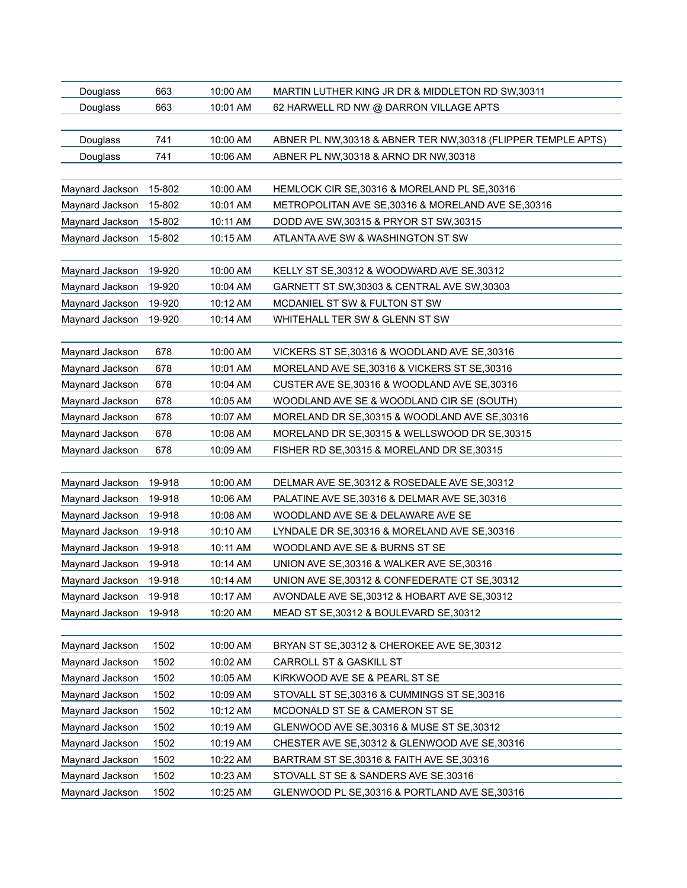| | | | |
|---|---|---|---|
| Douglass | 663 | 10:00 AM | MARTIN LUTHER KING JR DR & MIDDLETON RD SW,30311 |
| Douglass | 663 | 10:01 AM | 62 HARWELL RD NW @ DARRON VILLAGE APTS |
| | | | |
| Douglass | 741 | 10:00 AM | ABNER PL NW,30318 & ABNER TER NW,30318 (FLIPPER TEMPLE APTS) |
| Douglass | 741 | 10:06 AM | ABNER PL NW,30318 & ARNO DR NW,30318 |
| | | | |
| Maynard Jackson | 15-802 | 10:00 AM | HEMLOCK CIR SE,30316 & MORELAND PL SE,30316 |
| Maynard Jackson | 15-802 | 10:01 AM | METROPOLITAN AVE SE,30316 & MORELAND AVE SE,30316 |
| Maynard Jackson | 15-802 | 10:11 AM | DODD AVE SW,30315 & PRYOR ST SW,30315 |
| Maynard Jackson | 15-802 | 10:15 AM | ATLANTA AVE SW & WASHINGTON ST SW |
| | | | |
| Maynard Jackson | 19-920 | 10:00 AM | KELLY ST SE,30312 & WOODWARD AVE SE,30312 |
| Maynard Jackson | 19-920 | 10:04 AM | GARNETT ST SW,30303 & CENTRAL AVE SW,30303 |
| Maynard Jackson | 19-920 | 10:12 AM | MCDANIEL ST SW & FULTON ST SW |
| Maynard Jackson | 19-920 | 10:14 AM | WHITEHALL TER SW & GLENN ST SW |
| | | | |
| Maynard Jackson | 678 | 10:00 AM | VICKERS ST SE,30316 & WOODLAND AVE SE,30316 |
| Maynard Jackson | 678 | 10:01 AM | MORELAND AVE SE,30316 & VICKERS ST SE,30316 |
| Maynard Jackson | 678 | 10:04 AM | CUSTER AVE SE,30316 & WOODLAND AVE SE,30316 |
| Maynard Jackson | 678 | 10:05 AM | WOODLAND AVE SE & WOODLAND CIR SE (SOUTH) |
| Maynard Jackson | 678 | 10:07 AM | MORELAND DR SE,30315 & WOODLAND AVE SE,30316 |
| Maynard Jackson | 678 | 10:08 AM | MORELAND DR SE,30315 & WELLSWOOD DR SE,30315 |
| Maynard Jackson | 678 | 10:09 AM | FISHER RD SE,30315 & MORELAND DR SE,30315 |
| | | | |
| Maynard Jackson | 19-918 | 10:00 AM | DELMAR AVE SE,30312 & ROSEDALE AVE SE,30312 |
| Maynard Jackson | 19-918 | 10:06 AM | PALATINE AVE SE,30316 & DELMAR AVE SE,30316 |
| Maynard Jackson | 19-918 | 10:08 AM | WOODLAND AVE SE & DELAWARE AVE SE |
| Maynard Jackson | 19-918 | 10:10 AM | LYNDALE DR SE,30316 & MORELAND AVE SE,30316 |
| Maynard Jackson | 19-918 | 10:11 AM | WOODLAND AVE SE & BURNS ST SE |
| Maynard Jackson | 19-918 | 10:14 AM | UNION AVE SE,30316 & WALKER AVE SE,30316 |
| Maynard Jackson | 19-918 | 10:14 AM | UNION AVE SE,30312 & CONFEDERATE CT SE,30312 |
| Maynard Jackson | 19-918 | 10:17 AM | AVONDALE AVE SE,30312 & HOBART AVE SE,30312 |
| Maynard Jackson | 19-918 | 10:20 AM | MEAD ST SE,30312 & BOULEVARD SE,30312 |
| | | | |
| Maynard Jackson | 1502 | 10:00 AM | BRYAN ST SE,30312 & CHEROKEE AVE SE,30312 |
| Maynard Jackson | 1502 | 10:02 AM | CARROLL ST & GASKILL ST |
| Maynard Jackson | 1502 | 10:05 AM | KIRKWOOD AVE SE & PEARL ST SE |
| Maynard Jackson | 1502 | 10:09 AM | STOVALL ST SE,30316 & CUMMINGS ST SE,30316 |
| Maynard Jackson | 1502 | 10:12 AM | MCDONALD ST SE & CAMERON ST SE |
| Maynard Jackson | 1502 | 10:19 AM | GLENWOOD AVE SE,30316 & MUSE ST SE,30312 |
| Maynard Jackson | 1502 | 10:19 AM | CHESTER AVE SE,30312 & GLENWOOD AVE SE,30316 |
| Maynard Jackson | 1502 | 10:22 AM | BARTRAM ST SE,30316 & FAITH AVE SE,30316 |
| Maynard Jackson | 1502 | 10:23 AM | STOVALL ST SE & SANDERS AVE SE,30316 |
| Maynard Jackson | 1502 | 10:25 AM | GLENWOOD PL SE,30316 & PORTLAND AVE SE,30316 |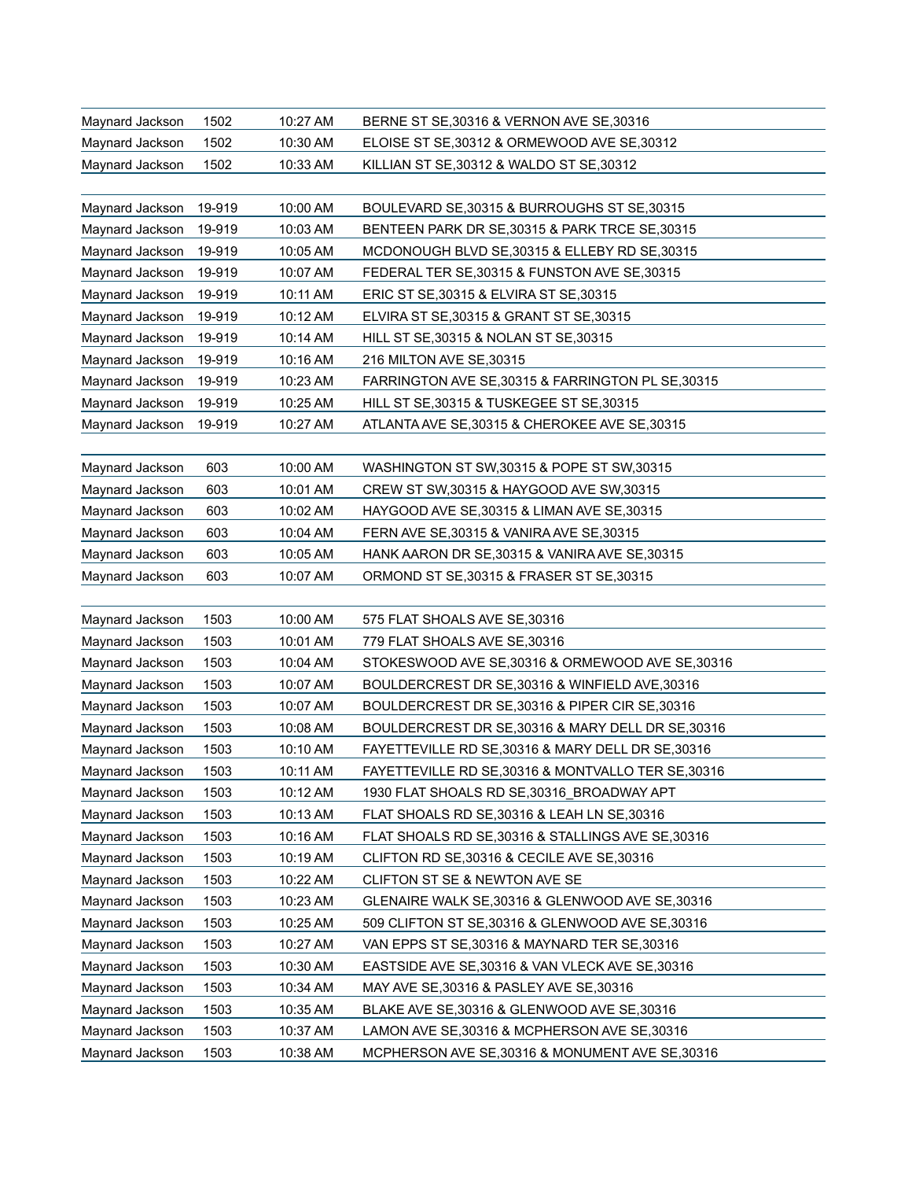| | | | |
|---|---|---|---|
| Maynard Jackson | 1502 | 10:27 AM | BERNE ST SE,30316 & VERNON AVE SE,30316 |
| Maynard Jackson | 1502 | 10:30 AM | ELOISE ST SE,30312 & ORMEWOOD AVE SE,30312 |
| Maynard Jackson | 1502 | 10:33 AM | KILLIAN ST SE,30312 & WALDO ST SE,30312 |

| | | | |
|---|---|---|---|
| Maynard Jackson | 19-919 | 10:00 AM | BOULEVARD SE,30315 & BURROUGHS ST SE,30315 |
| Maynard Jackson | 19-919 | 10:03 AM | BENTEEN PARK DR SE,30315 & PARK TRCE SE,30315 |
| Maynard Jackson | 19-919 | 10:05 AM | MCDONOUGH BLVD SE,30315 & ELLEBY RD SE,30315 |
| Maynard Jackson | 19-919 | 10:07 AM | FEDERAL TER SE,30315 & FUNSTON AVE SE,30315 |
| Maynard Jackson | 19-919 | 10:11 AM | ERIC ST SE,30315 & ELVIRA ST SE,30315 |
| Maynard Jackson | 19-919 | 10:12 AM | ELVIRA ST SE,30315 & GRANT ST SE,30315 |
| Maynard Jackson | 19-919 | 10:14 AM | HILL ST SE,30315 & NOLAN ST SE,30315 |
| Maynard Jackson | 19-919 | 10:16 AM | 216 MILTON AVE SE,30315 |
| Maynard Jackson | 19-919 | 10:23 AM | FARRINGTON AVE SE,30315 & FARRINGTON PL SE,30315 |
| Maynard Jackson | 19-919 | 10:25 AM | HILL ST SE,30315 & TUSKEGEE ST SE,30315 |
| Maynard Jackson | 19-919 | 10:27 AM | ATLANTA AVE SE,30315 & CHEROKEE AVE SE,30315 |

| | | | |
|---|---|---|---|
| Maynard Jackson | 603 | 10:00 AM | WASHINGTON ST SW,30315 & POPE ST SW,30315 |
| Maynard Jackson | 603 | 10:01 AM | CREW ST SW,30315 & HAYGOOD AVE SW,30315 |
| Maynard Jackson | 603 | 10:02 AM | HAYGOOD AVE SE,30315 & LIMAN AVE SE,30315 |
| Maynard Jackson | 603 | 10:04 AM | FERN AVE SE,30315 & VANIRA AVE SE,30315 |
| Maynard Jackson | 603 | 10:05 AM | HANK AARON DR SE,30315 & VANIRA AVE SE,30315 |
| Maynard Jackson | 603 | 10:07 AM | ORMOND ST SE,30315 & FRASER ST SE,30315 |

| | | | |
|---|---|---|---|
| Maynard Jackson | 1503 | 10:00 AM | 575 FLAT SHOALS AVE SE,30316 |
| Maynard Jackson | 1503 | 10:01 AM | 779 FLAT SHOALS AVE SE,30316 |
| Maynard Jackson | 1503 | 10:04 AM | STOKESWOOD AVE SE,30316 & ORMEWOOD AVE SE,30316 |
| Maynard Jackson | 1503 | 10:07 AM | BOULDERCREST DR SE,30316 & WINFIELD AVE,30316 |
| Maynard Jackson | 1503 | 10:07 AM | BOULDERCREST DR SE,30316 & PIPER CIR SE,30316 |
| Maynard Jackson | 1503 | 10:08 AM | BOULDERCREST DR SE,30316 & MARY DELL DR SE,30316 |
| Maynard Jackson | 1503 | 10:10 AM | FAYETTEVILLE RD SE,30316 & MARY DELL DR SE,30316 |
| Maynard Jackson | 1503 | 10:11 AM | FAYETTEVILLE RD SE,30316 & MONTVALLO TER SE,30316 |
| Maynard Jackson | 1503 | 10:12 AM | 1930 FLAT SHOALS RD SE,30316_BROADWAY APT |
| Maynard Jackson | 1503 | 10:13 AM | FLAT SHOALS RD SE,30316 & LEAH LN SE,30316 |
| Maynard Jackson | 1503 | 10:16 AM | FLAT SHOALS RD SE,30316 & STALLINGS AVE SE,30316 |
| Maynard Jackson | 1503 | 10:19 AM | CLIFTON RD SE,30316 & CECILE AVE SE,30316 |
| Maynard Jackson | 1503 | 10:22 AM | CLIFTON ST SE & NEWTON AVE SE |
| Maynard Jackson | 1503 | 10:23 AM | GLENAIRE WALK SE,30316 & GLENWOOD AVE SE,30316 |
| Maynard Jackson | 1503 | 10:25 AM | 509 CLIFTON ST SE,30316 & GLENWOOD AVE SE,30316 |
| Maynard Jackson | 1503 | 10:27 AM | VAN EPPS ST SE,30316 & MAYNARD TER SE,30316 |
| Maynard Jackson | 1503 | 10:30 AM | EASTSIDE AVE SE,30316 & VAN VLECK AVE SE,30316 |
| Maynard Jackson | 1503 | 10:34 AM | MAY AVE SE,30316 & PASLEY AVE SE,30316 |
| Maynard Jackson | 1503 | 10:35 AM | BLAKE AVE SE,30316 & GLENWOOD AVE SE,30316 |
| Maynard Jackson | 1503 | 10:37 AM | LAMON AVE SE,30316 & MCPHERSON AVE SE,30316 |
| Maynard Jackson | 1503 | 10:38 AM | MCPHERSON AVE SE,30316 & MONUMENT AVE SE,30316 |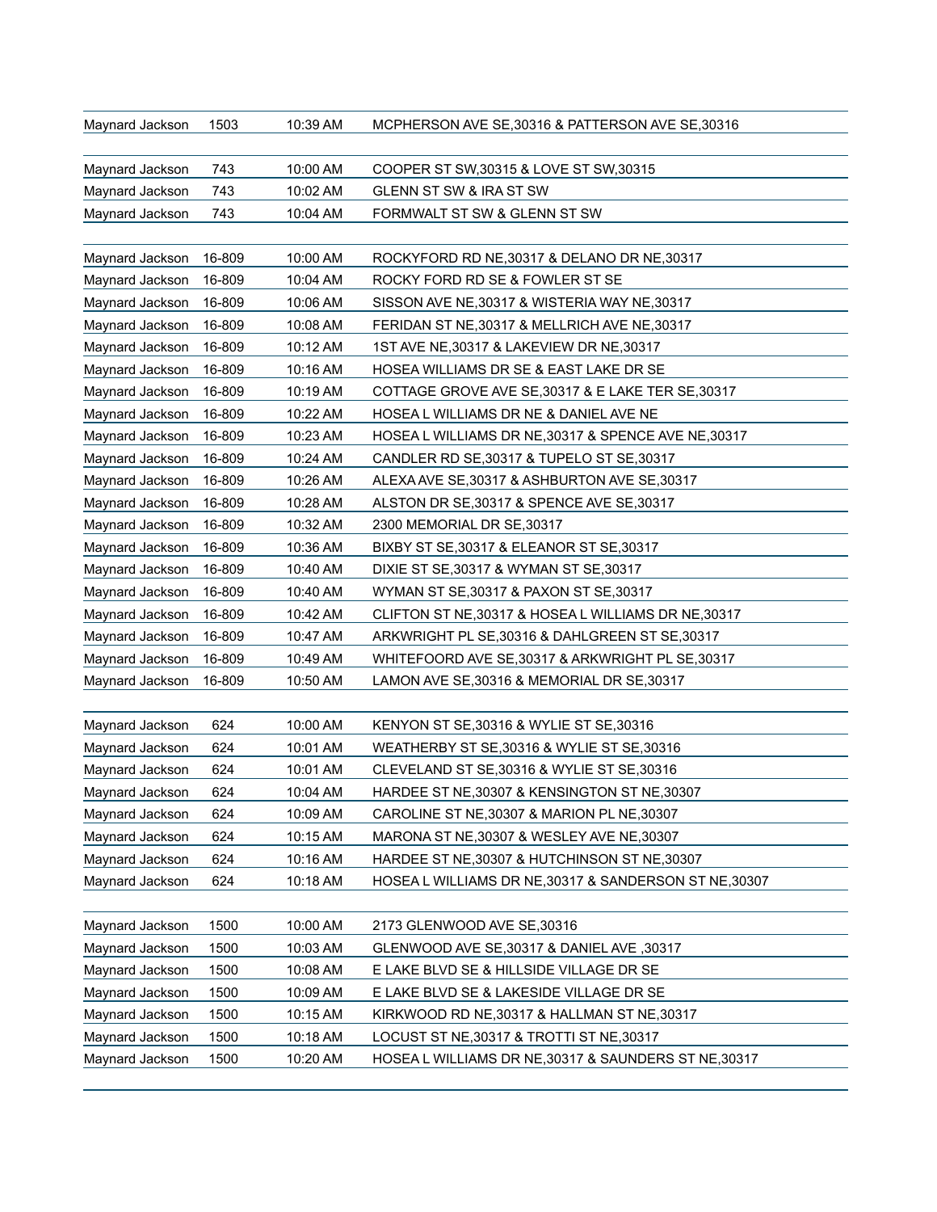| | | | |
|---|---|---|---|
| Maynard Jackson | 1503 | 10:39 AM | MCPHERSON AVE SE,30316 & PATTERSON AVE SE,30316 |
| | | | |
| Maynard Jackson | 743 | 10:00 AM | COOPER ST SW,30315 & LOVE ST SW,30315 |
| Maynard Jackson | 743 | 10:02 AM | GLENN ST SW & IRA ST SW |
| Maynard Jackson | 743 | 10:04 AM | FORMWALT ST SW & GLENN ST SW |
| | | | |
| Maynard Jackson | 16-809 | 10:00 AM | ROCKYFORD RD NE,30317 & DELANO DR NE,30317 |
| Maynard Jackson | 16-809 | 10:04 AM | ROCKY FORD RD SE & FOWLER ST SE |
| Maynard Jackson | 16-809 | 10:06 AM | SISSON AVE NE,30317 & WISTERIA WAY NE,30317 |
| Maynard Jackson | 16-809 | 10:08 AM | FERIDAN ST NE,30317 & MELLRICH AVE NE,30317 |
| Maynard Jackson | 16-809 | 10:12 AM | 1ST AVE NE,30317 & LAKEVIEW DR NE,30317 |
| Maynard Jackson | 16-809 | 10:16 AM | HOSEA WILLIAMS DR SE & EAST LAKE DR SE |
| Maynard Jackson | 16-809 | 10:19 AM | COTTAGE GROVE AVE SE,30317 & E LAKE TER SE,30317 |
| Maynard Jackson | 16-809 | 10:22 AM | HOSEA L WILLIAMS DR NE & DANIEL AVE NE |
| Maynard Jackson | 16-809 | 10:23 AM | HOSEA L WILLIAMS DR NE,30317 & SPENCE AVE NE,30317 |
| Maynard Jackson | 16-809 | 10:24 AM | CANDLER RD SE,30317 & TUPELO ST SE,30317 |
| Maynard Jackson | 16-809 | 10:26 AM | ALEXA AVE SE,30317 & ASHBURTON AVE SE,30317 |
| Maynard Jackson | 16-809 | 10:28 AM | ALSTON DR SE,30317 & SPENCE AVE SE,30317 |
| Maynard Jackson | 16-809 | 10:32 AM | 2300 MEMORIAL DR SE,30317 |
| Maynard Jackson | 16-809 | 10:36 AM | BIXBY ST SE,30317 & ELEANOR ST SE,30317 |
| Maynard Jackson | 16-809 | 10:40 AM | DIXIE ST SE,30317 & WYMAN ST SE,30317 |
| Maynard Jackson | 16-809 | 10:40 AM | WYMAN ST SE,30317 & PAXON ST SE,30317 |
| Maynard Jackson | 16-809 | 10:42 AM | CLIFTON ST NE,30317 & HOSEA L WILLIAMS DR NE,30317 |
| Maynard Jackson | 16-809 | 10:47 AM | ARKWRIGHT PL SE,30316 & DAHLGREEN ST SE,30317 |
| Maynard Jackson | 16-809 | 10:49 AM | WHITEFOORD AVE SE,30317 & ARKWRIGHT PL SE,30317 |
| Maynard Jackson | 16-809 | 10:50 AM | LAMON AVE SE,30316 & MEMORIAL DR SE,30317 |
| | | | |
| Maynard Jackson | 624 | 10:00 AM | KENYON ST SE,30316 & WYLIE ST SE,30316 |
| Maynard Jackson | 624 | 10:01 AM | WEATHERBY ST SE,30316 & WYLIE ST SE,30316 |
| Maynard Jackson | 624 | 10:01 AM | CLEVELAND ST SE,30316 & WYLIE ST SE,30316 |
| Maynard Jackson | 624 | 10:04 AM | HARDEE ST NE,30307 & KENSINGTON ST NE,30307 |
| Maynard Jackson | 624 | 10:09 AM | CAROLINE ST NE,30307 & MARION PL NE,30307 |
| Maynard Jackson | 624 | 10:15 AM | MARONA ST NE,30307 & WESLEY AVE NE,30307 |
| Maynard Jackson | 624 | 10:16 AM | HARDEE ST NE,30307 & HUTCHINSON ST NE,30307 |
| Maynard Jackson | 624 | 10:18 AM | HOSEA L WILLIAMS DR NE,30317 & SANDERSON ST NE,30307 |
| | | | |
| Maynard Jackson | 1500 | 10:00 AM | 2173 GLENWOOD AVE SE,30316 |
| Maynard Jackson | 1500 | 10:03 AM | GLENWOOD AVE SE,30317 & DANIEL AVE ,30317 |
| Maynard Jackson | 1500 | 10:08 AM | E LAKE BLVD SE & HILLSIDE VILLAGE DR SE |
| Maynard Jackson | 1500 | 10:09 AM | E LAKE BLVD SE & LAKESIDE VILLAGE DR SE |
| Maynard Jackson | 1500 | 10:15 AM | KIRKWOOD RD NE,30317 & HALLMAN ST NE,30317 |
| Maynard Jackson | 1500 | 10:18 AM | LOCUST ST NE,30317 & TROTTI ST NE,30317 |
| Maynard Jackson | 1500 | 10:20 AM | HOSEA L WILLIAMS DR NE,30317 & SAUNDERS ST NE,30317 |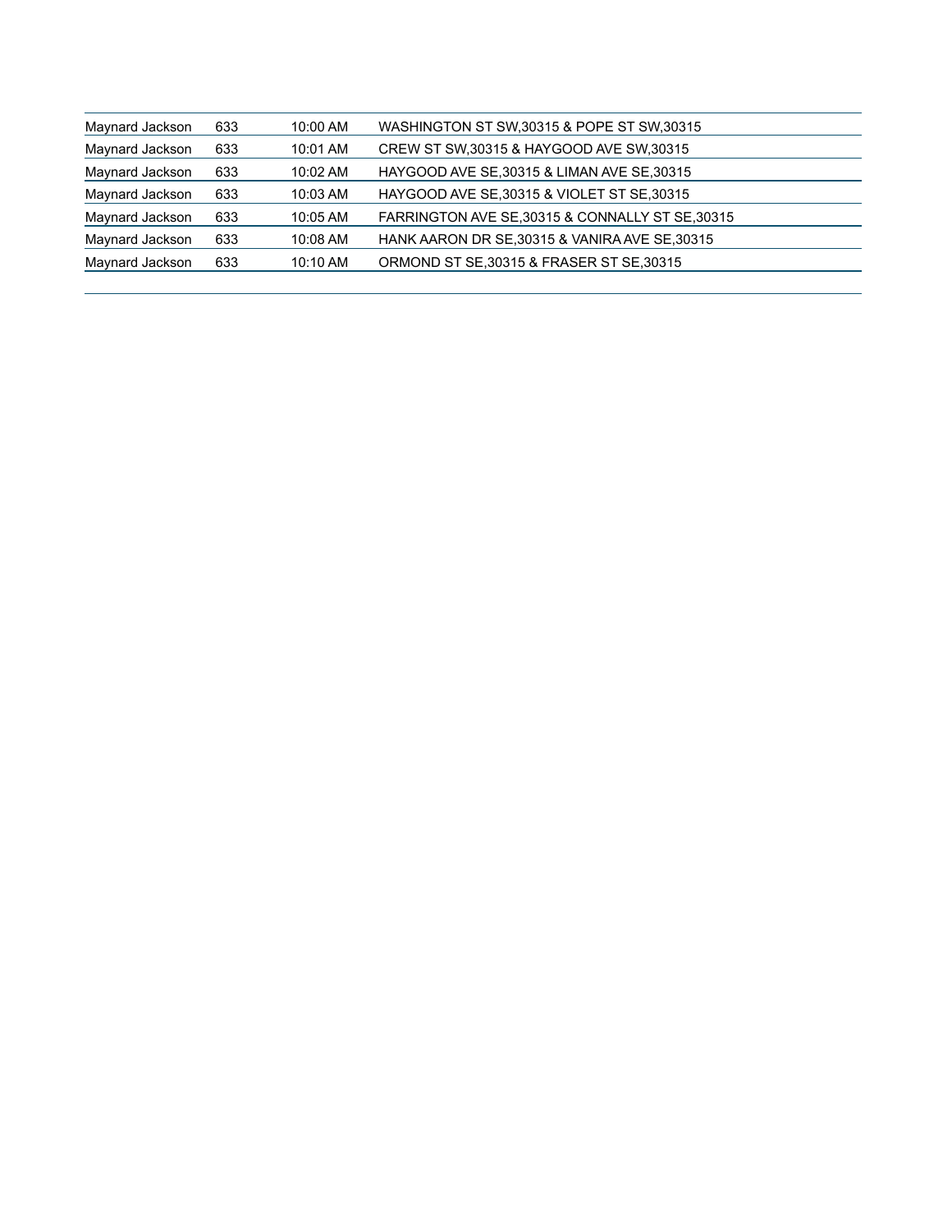| | | | |
|---|---|---|---|
| Maynard Jackson | 633 | 10:00 AM | WASHINGTON ST SW,30315 & POPE ST SW,30315 |
| Maynard Jackson | 633 | 10:01 AM | CREW ST SW,30315 & HAYGOOD AVE SW,30315 |
| Maynard Jackson | 633 | 10:02 AM | HAYGOOD AVE SE,30315 & LIMAN AVE SE,30315 |
| Maynard Jackson | 633 | 10:03 AM | HAYGOOD AVE SE,30315 & VIOLET ST SE,30315 |
| Maynard Jackson | 633 | 10:05 AM | FARRINGTON AVE SE,30315 & CONNALLY ST SE,30315 |
| Maynard Jackson | 633 | 10:08 AM | HANK AARON DR SE,30315 & VANIRA AVE SE,30315 |
| Maynard Jackson | 633 | 10:10 AM | ORMOND ST SE,30315 & FRASER ST SE,30315 |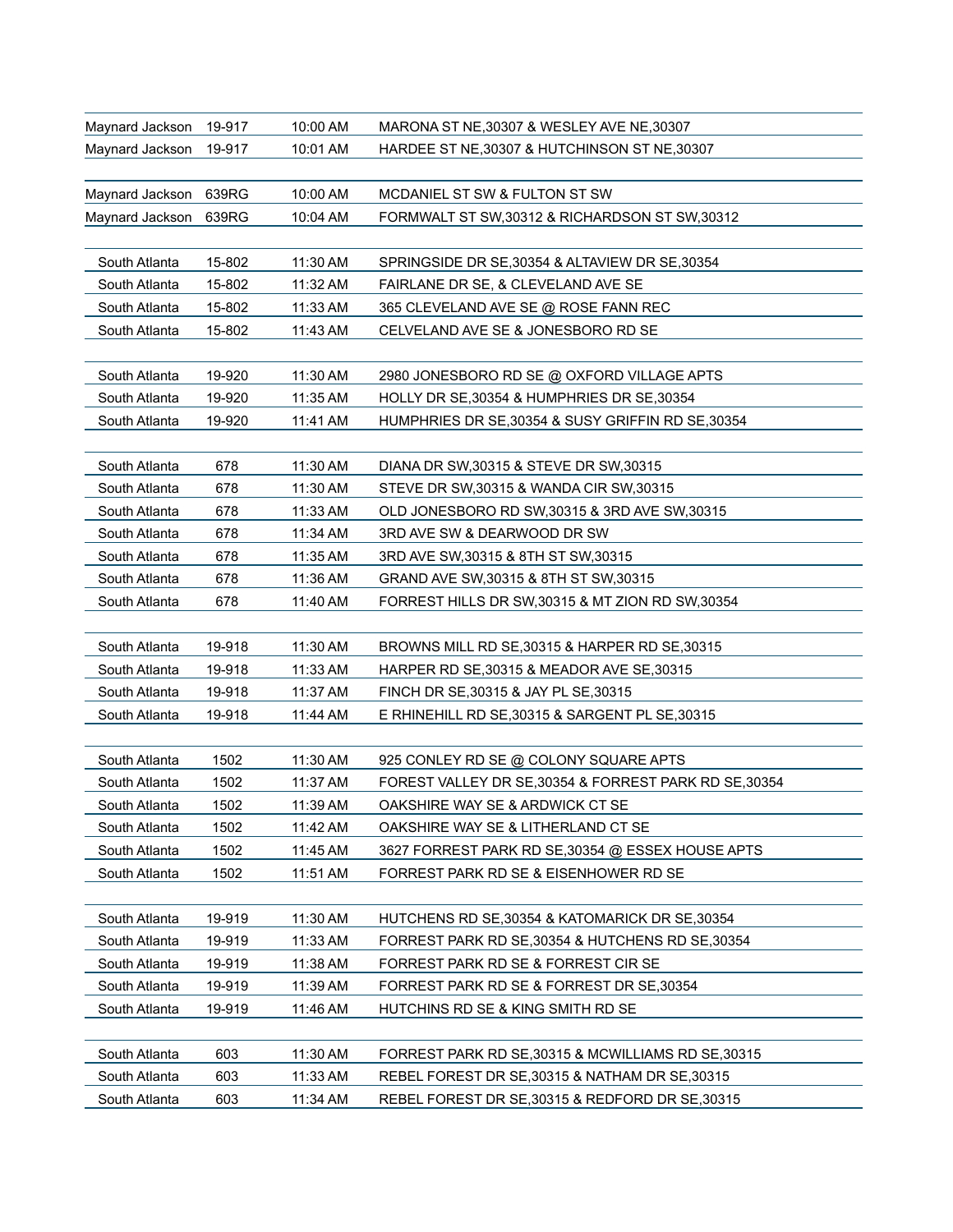| | | | |
|---|---|---|---|
| Maynard Jackson | 19-917 | 10:00 AM | MARONA ST NE,30307 & WESLEY AVE NE,30307 |
| Maynard Jackson | 19-917 | 10:01 AM | HARDEE ST NE,30307 & HUTCHINSON ST NE,30307 |
| | | | |
| Maynard Jackson | 639RG | 10:00 AM | MCDANIEL ST SW & FULTON ST SW |
| Maynard Jackson | 639RG | 10:04 AM | FORMWALT ST SW,30312 & RICHARDSON ST SW,30312 |
| | | | |
| South Atlanta | 15-802 | 11:30 AM | SPRINGSIDE DR SE,30354 & ALTAVIEW DR SE,30354 |
| South Atlanta | 15-802 | 11:32 AM | FAIRLANE DR SE, & CLEVELAND AVE SE |
| South Atlanta | 15-802 | 11:33 AM | 365 CLEVELAND AVE SE @ ROSE FANN REC |
| South Atlanta | 15-802 | 11:43 AM | CELVELAND AVE SE & JONESBORO RD SE |
| | | | |
| South Atlanta | 19-920 | 11:30 AM | 2980 JONESBORO RD SE @ OXFORD VILLAGE APTS |
| South Atlanta | 19-920 | 11:35 AM | HOLLY DR SE,30354 & HUMPHRIES DR SE,30354 |
| South Atlanta | 19-920 | 11:41 AM | HUMPHRIES DR SE,30354 & SUSY GRIFFIN RD SE,30354 |
| | | | |
| South Atlanta | 678 | 11:30 AM | DIANA DR SW,30315 & STEVE DR SW,30315 |
| South Atlanta | 678 | 11:30 AM | STEVE DR SW,30315 & WANDA CIR SW,30315 |
| South Atlanta | 678 | 11:33 AM | OLD JONESBORO RD SW,30315 & 3RD AVE SW,30315 |
| South Atlanta | 678 | 11:34 AM | 3RD AVE SW & DEARWOOD DR SW |
| South Atlanta | 678 | 11:35 AM | 3RD AVE SW,30315 & 8TH ST SW,30315 |
| South Atlanta | 678 | 11:36 AM | GRAND AVE SW,30315 & 8TH ST SW,30315 |
| South Atlanta | 678 | 11:40 AM | FORREST HILLS DR SW,30315 & MT ZION RD SW,30354 |
| | | | |
| South Atlanta | 19-918 | 11:30 AM | BROWNS MILL RD SE,30315 & HARPER RD SE,30315 |
| South Atlanta | 19-918 | 11:33 AM | HARPER RD SE,30315 & MEADOR AVE SE,30315 |
| South Atlanta | 19-918 | 11:37 AM | FINCH DR SE,30315 & JAY PL SE,30315 |
| South Atlanta | 19-918 | 11:44 AM | E RHINEHILL RD SE,30315 & SARGENT PL SE,30315 |
| | | | |
| South Atlanta | 1502 | 11:30 AM | 925 CONLEY RD SE @ COLONY SQUARE APTS |
| South Atlanta | 1502 | 11:37 AM | FOREST VALLEY DR SE,30354 & FORREST PARK RD SE,30354 |
| South Atlanta | 1502 | 11:39 AM | OAKSHIRE WAY SE & ARDWICK CT SE |
| South Atlanta | 1502 | 11:42 AM | OAKSHIRE WAY SE & LITHERLAND CT SE |
| South Atlanta | 1502 | 11:45 AM | 3627 FORREST PARK RD SE,30354 @ ESSEX HOUSE APTS |
| South Atlanta | 1502 | 11:51 AM | FORREST PARK RD SE & EISENHOWER RD SE |
| | | | |
| South Atlanta | 19-919 | 11:30 AM | HUTCHENS RD SE,30354 & KATOMARICK DR SE,30354 |
| South Atlanta | 19-919 | 11:33 AM | FORREST PARK RD SE,30354 & HUTCHENS RD SE,30354 |
| South Atlanta | 19-919 | 11:38 AM | FORREST PARK RD SE & FORREST CIR SE |
| South Atlanta | 19-919 | 11:39 AM | FORREST PARK RD SE & FORREST DR SE,30354 |
| South Atlanta | 19-919 | 11:46 AM | HUTCHINS RD SE & KING SMITH RD SE |
| | | | |
| South Atlanta | 603 | 11:30 AM | FORREST PARK RD SE,30315 & MCWILLIAMS RD SE,30315 |
| South Atlanta | 603 | 11:33 AM | REBEL FOREST DR SE,30315 & NATHAM DR SE,30315 |
| South Atlanta | 603 | 11:34 AM | REBEL FOREST DR SE,30315 & REDFORD DR SE,30315 |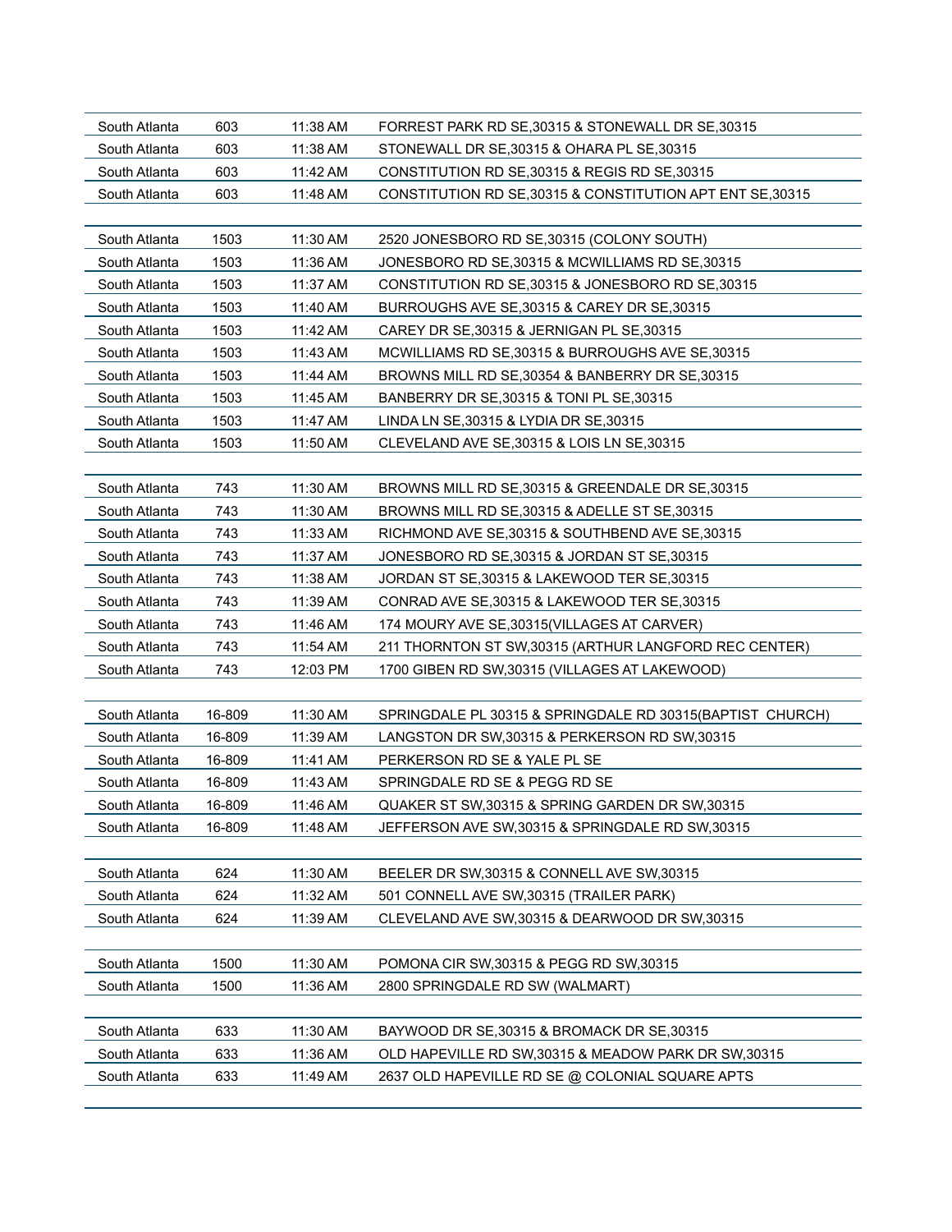| | | | |
|---|---|---|---|
| South Atlanta | 603 | 11:38 AM | FORREST PARK RD SE,30315 & STONEWALL DR SE,30315 |
| South Atlanta | 603 | 11:38 AM | STONEWALL DR SE,30315 & OHARA PL SE,30315 |
| South Atlanta | 603 | 11:42 AM | CONSTITUTION RD SE,30315 & REGIS RD SE,30315 |
| South Atlanta | 603 | 11:48 AM | CONSTITUTION RD SE,30315 & CONSTITUTION APT ENT SE,30315 |
| | | | |
| South Atlanta | 1503 | 11:30 AM | 2520 JONESBORO RD SE,30315 (COLONY SOUTH) |
| South Atlanta | 1503 | 11:36 AM | JONESBORO RD SE,30315 & MCWILLIAMS RD SE,30315 |
| South Atlanta | 1503 | 11:37 AM | CONSTITUTION RD SE,30315 & JONESBORO RD SE,30315 |
| South Atlanta | 1503 | 11:40 AM | BURROUGHS AVE SE,30315 & CAREY DR SE,30315 |
| South Atlanta | 1503 | 11:42 AM | CAREY DR SE,30315 & JERNIGAN PL SE,30315 |
| South Atlanta | 1503 | 11:43 AM | MCWILLIAMS RD SE,30315 & BURROUGHS AVE SE,30315 |
| South Atlanta | 1503 | 11:44 AM | BROWNS MILL RD SE,30354 & BANBERRY DR SE,30315 |
| South Atlanta | 1503 | 11:45 AM | BANBERRY DR SE,30315 & TONI PL SE,30315 |
| South Atlanta | 1503 | 11:47 AM | LINDA LN SE,30315 & LYDIA DR SE,30315 |
| South Atlanta | 1503 | 11:50 AM | CLEVELAND AVE SE,30315 & LOIS LN SE,30315 |
| | | | |
| South Atlanta | 743 | 11:30 AM | BROWNS MILL RD SE,30315 & GREENDALE DR SE,30315 |
| South Atlanta | 743 | 11:30 AM | BROWNS MILL RD SE,30315 & ADELLE ST SE,30315 |
| South Atlanta | 743 | 11:33 AM | RICHMOND AVE SE,30315 & SOUTHBEND AVE SE,30315 |
| South Atlanta | 743 | 11:37 AM | JONESBORO RD SE,30315 & JORDAN ST SE,30315 |
| South Atlanta | 743 | 11:38 AM | JORDAN ST SE,30315 & LAKEWOOD TER SE,30315 |
| South Atlanta | 743 | 11:39 AM | CONRAD AVE SE,30315 & LAKEWOOD TER SE,30315 |
| South Atlanta | 743 | 11:46 AM | 174 MOURY AVE SE,30315(VILLAGES AT CARVER) |
| South Atlanta | 743 | 11:54 AM | 211 THORNTON ST SW,30315 (ARTHUR LANGFORD REC CENTER) |
| South Atlanta | 743 | 12:03 PM | 1700 GIBEN RD SW,30315 (VILLAGES AT LAKEWOOD) |
| | | | |
| South Atlanta | 16-809 | 11:30 AM | SPRINGDALE PL 30315 & SPRINGDALE RD 30315(BAPTIST CHURCH) |
| South Atlanta | 16-809 | 11:39 AM | LANGSTON DR SW,30315 & PERKERSON RD SW,30315 |
| South Atlanta | 16-809 | 11:41 AM | PERKERSON RD SE & YALE PL SE |
| South Atlanta | 16-809 | 11:43 AM | SPRINGDALE RD SE & PEGG RD SE |
| South Atlanta | 16-809 | 11:46 AM | QUAKER ST SW,30315 & SPRING GARDEN DR SW,30315 |
| South Atlanta | 16-809 | 11:48 AM | JEFFERSON AVE SW,30315 & SPRINGDALE RD SW,30315 |
| | | | |
| South Atlanta | 624 | 11:30 AM | BEELER DR SW,30315 & CONNELL AVE SW,30315 |
| South Atlanta | 624 | 11:32 AM | 501 CONNELL AVE SW,30315 (TRAILER PARK) |
| South Atlanta | 624 | 11:39 AM | CLEVELAND AVE SW,30315 & DEARWOOD DR SW,30315 |
| | | | |
| South Atlanta | 1500 | 11:30 AM | POMONA CIR SW,30315 & PEGG RD SW,30315 |
| South Atlanta | 1500 | 11:36 AM | 2800 SPRINGDALE RD SW (WALMART) |
| | | | |
| South Atlanta | 633 | 11:30 AM | BAYWOOD DR SE,30315 & BROMACK DR SE,30315 |
| South Atlanta | 633 | 11:36 AM | OLD HAPEVILLE RD SW,30315 & MEADOW PARK DR SW,30315 |
| South Atlanta | 633 | 11:49 AM | 2637 OLD HAPEVILLE RD SE @ COLONIAL SQUARE APTS |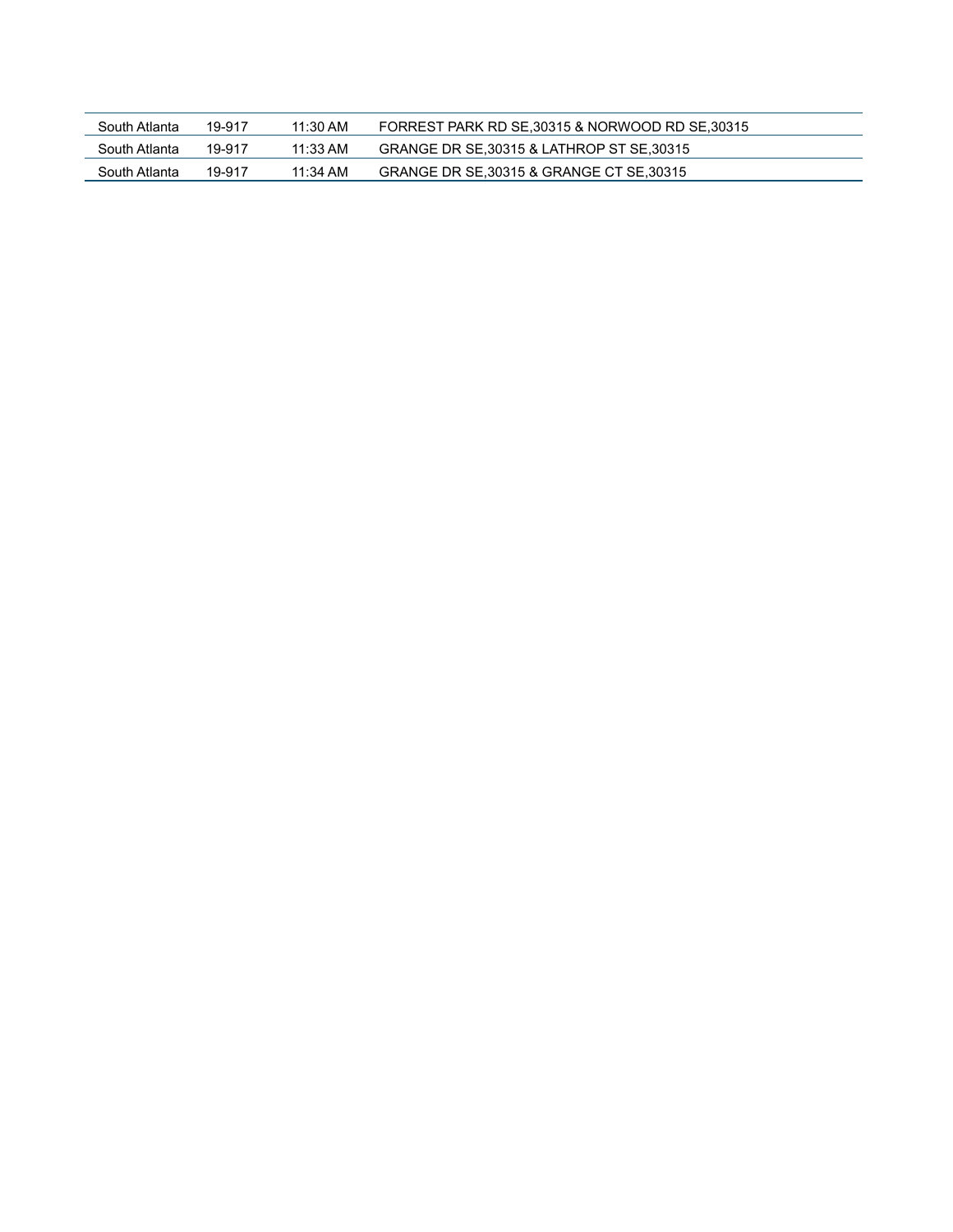| | | | |
|---|---|---|---|
| South Atlanta | 19-917 | 11:30 AM | FORREST PARK RD SE,30315 & NORWOOD RD SE,30315 |
| South Atlanta | 19-917 | 11:33 AM | GRANGE DR SE,30315 & LATHROP ST SE,30315 |
| South Atlanta | 19-917 | 11:34 AM | GRANGE DR SE,30315 & GRANGE CT SE,30315 |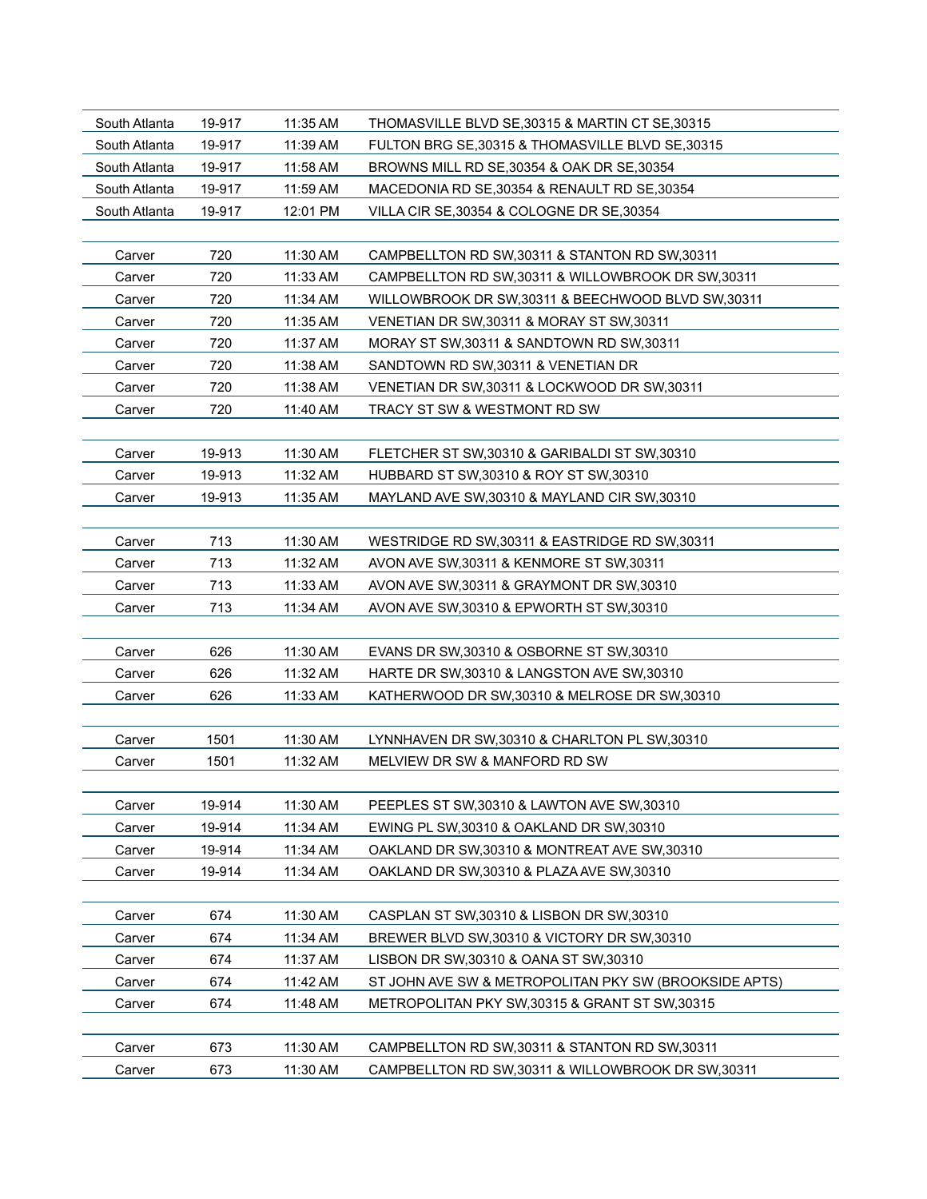| | | | |
|---|---|---|---|
| South Atlanta | 19-917 | 11:35 AM | THOMASVILLE BLVD SE,30315 & MARTIN CT SE,30315 |
| South Atlanta | 19-917 | 11:39 AM | FULTON BRG SE,30315 & THOMASVILLE BLVD SE,30315 |
| South Atlanta | 19-917 | 11:58 AM | BROWNS MILL RD SE,30354 & OAK DR SE,30354 |
| South Atlanta | 19-917 | 11:59 AM | MACEDONIA RD SE,30354 & RENAULT RD SE,30354 |
| South Atlanta | 19-917 | 12:01 PM | VILLA CIR SE,30354 & COLOGNE DR SE,30354 |
| | | | |
| Carver | 720 | 11:30 AM | CAMPBELLTON RD SW,30311 & STANTON RD SW,30311 |
| Carver | 720 | 11:33 AM | CAMPBELLTON RD SW,30311 & WILLOWBROOK DR SW,30311 |
| Carver | 720 | 11:34 AM | WILLOWBROOK DR SW,30311 & BEECHWOOD BLVD SW,30311 |
| Carver | 720 | 11:35 AM | VENETIAN DR SW,30311 & MORAY ST SW,30311 |
| Carver | 720 | 11:37 AM | MORAY ST SW,30311 & SANDTOWN RD SW,30311 |
| Carver | 720 | 11:38 AM | SANDTOWN RD SW,30311 & VENETIAN DR |
| Carver | 720 | 11:38 AM | VENETIAN DR SW,30311 & LOCKWOOD DR SW,30311 |
| Carver | 720 | 11:40 AM | TRACY ST SW & WESTMONT RD SW |
| | | | |
| Carver | 19-913 | 11:30 AM | FLETCHER ST SW,30310 & GARIBALDI ST SW,30310 |
| Carver | 19-913 | 11:32 AM | HUBBARD ST SW,30310 & ROY ST SW,30310 |
| Carver | 19-913 | 11:35 AM | MAYLAND AVE SW,30310 & MAYLAND CIR SW,30310 |
| | | | |
| Carver | 713 | 11:30 AM | WESTRIDGE RD SW,30311 & EASTRIDGE RD SW,30311 |
| Carver | 713 | 11:32 AM | AVON AVE SW,30311 & KENMORE ST SW,30311 |
| Carver | 713 | 11:33 AM | AVON AVE SW,30311 & GRAYMONT DR SW,30310 |
| Carver | 713 | 11:34 AM | AVON AVE SW,30310 & EPWORTH ST SW,30310 |
| | | | |
| Carver | 626 | 11:30 AM | EVANS DR SW,30310 & OSBORNE ST SW,30310 |
| Carver | 626 | 11:32 AM | HARTE DR SW,30310 & LANGSTON AVE SW,30310 |
| Carver | 626 | 11:33 AM | KATHERWOOD DR SW,30310 & MELROSE DR SW,30310 |
| | | | |
| Carver | 1501 | 11:30 AM | LYNNHAVEN DR SW,30310 & CHARLTON PL SW,30310 |
| Carver | 1501 | 11:32 AM | MELVIEW DR SW & MANFORD RD SW |
| | | | |
| Carver | 19-914 | 11:30 AM | PEEPLES ST SW,30310 & LAWTON AVE SW,30310 |
| Carver | 19-914 | 11:34 AM | EWING PL SW,30310 & OAKLAND DR SW,30310 |
| Carver | 19-914 | 11:34 AM | OAKLAND DR SW,30310 & MONTREAT AVE SW,30310 |
| Carver | 19-914 | 11:34 AM | OAKLAND DR SW,30310 & PLAZA AVE SW,30310 |
| | | | |
| Carver | 674 | 11:30 AM | CASPLAN ST SW,30310 & LISBON DR SW,30310 |
| Carver | 674 | 11:34 AM | BREWER BLVD SW,30310 & VICTORY DR SW,30310 |
| Carver | 674 | 11:37 AM | LISBON DR SW,30310 & OANA ST SW,30310 |
| Carver | 674 | 11:42 AM | ST JOHN AVE SW & METROPOLITAN PKY SW (BROOKSIDE APTS) |
| Carver | 674 | 11:48 AM | METROPOLITAN PKY SW,30315 & GRANT ST SW,30315 |
| | | | |
| Carver | 673 | 11:30 AM | CAMPBELLTON RD SW,30311 & STANTON RD SW,30311 |
| Carver | 673 | 11:30 AM | CAMPBELLTON RD SW,30311 & WILLOWBROOK DR SW,30311 |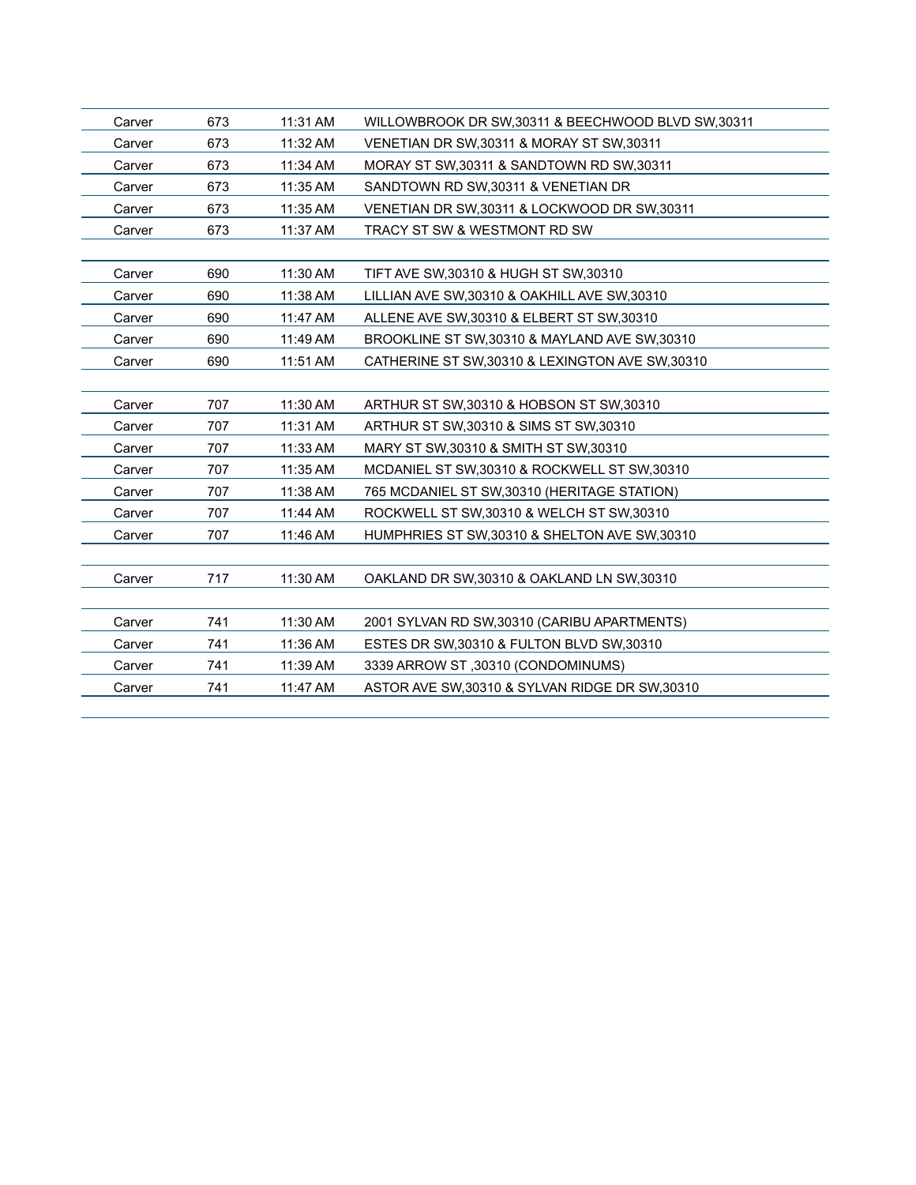| | | | |
|---|---|---|---|
| Carver | 673 | 11:31 AM | WILLOWBROOK DR SW,30311 & BEECHWOOD BLVD SW,30311 |
| Carver | 673 | 11:32 AM | VENETIAN DR SW,30311 & MORAY ST SW,30311 |
| Carver | 673 | 11:34 AM | MORAY ST SW,30311 & SANDTOWN RD SW,30311 |
| Carver | 673 | 11:35 AM | SANDTOWN RD SW,30311 & VENETIAN DR |
| Carver | 673 | 11:35 AM | VENETIAN DR SW,30311 & LOCKWOOD DR SW,30311 |
| Carver | 673 | 11:37 AM | TRACY ST SW & WESTMONT RD SW |
| | | | |
| Carver | 690 | 11:30 AM | TIFT AVE SW,30310 & HUGH ST SW,30310 |
| Carver | 690 | 11:38 AM | LILLIAN AVE SW,30310 & OAKHILL AVE SW,30310 |
| Carver | 690 | 11:47 AM | ALLENE AVE SW,30310 & ELBERT ST SW,30310 |
| Carver | 690 | 11:49 AM | BROOKLINE ST SW,30310 & MAYLAND AVE SW,30310 |
| Carver | 690 | 11:51 AM | CATHERINE ST SW,30310 & LEXINGTON AVE SW,30310 |
| | | | |
| Carver | 707 | 11:30 AM | ARTHUR ST SW,30310 & HOBSON ST SW,30310 |
| Carver | 707 | 11:31 AM | ARTHUR ST SW,30310 & SIMS ST SW,30310 |
| Carver | 707 | 11:33 AM | MARY ST SW,30310 & SMITH ST SW,30310 |
| Carver | 707 | 11:35 AM | MCDANIEL ST SW,30310 & ROCKWELL ST SW,30310 |
| Carver | 707 | 11:38 AM | 765 MCDANIEL ST SW,30310 (HERITAGE STATION) |
| Carver | 707 | 11:44 AM | ROCKWELL ST SW,30310 & WELCH ST SW,30310 |
| Carver | 707 | 11:46 AM | HUMPHRIES ST SW,30310 & SHELTON AVE SW,30310 |
| | | | |
| Carver | 717 | 11:30 AM | OAKLAND DR SW,30310 & OAKLAND LN SW,30310 |
| | | | |
| Carver | 741 | 11:30 AM | 2001 SYLVAN RD SW,30310 (CARIBU APARTMENTS) |
| Carver | 741 | 11:36 AM | ESTES DR SW,30310 & FULTON BLVD SW,30310 |
| Carver | 741 | 11:39 AM | 3339 ARROW ST ,30310 (CONDOMINUMS) |
| Carver | 741 | 11:47 AM | ASTOR AVE SW,30310 & SYLVAN RIDGE DR SW,30310 |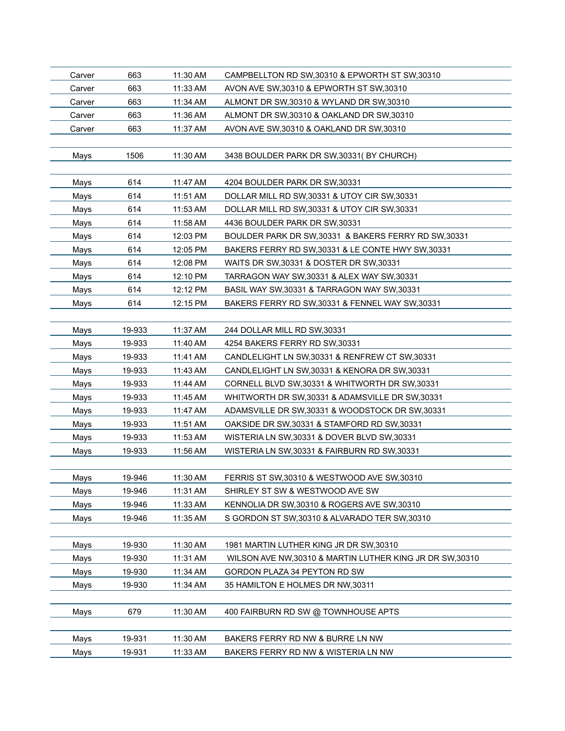| | | | |
|---|---|---|---|
| Carver | 663 | 11:30 AM | CAMPBELLTON RD SW,30310 & EPWORTH ST SW,30310 |
| Carver | 663 | 11:33 AM | AVON AVE SW,30310 & EPWORTH ST SW,30310 |
| Carver | 663 | 11:34 AM | ALMONT DR SW,30310 & WYLAND DR SW,30310 |
| Carver | 663 | 11:36 AM | ALMONT DR SW,30310 & OAKLAND DR SW,30310 |
| Carver | 663 | 11:37 AM | AVON AVE SW,30310 & OAKLAND DR SW,30310 |
| | | | |
| Mays | 1506 | 11:30 AM | 3438 BOULDER PARK DR SW,30331( BY CHURCH) |
| | | | |
| Mays | 614 | 11:47 AM | 4204 BOULDER PARK DR SW,30331 |
| Mays | 614 | 11:51 AM | DOLLAR MILL RD SW,30331 & UTOY CIR SW,30331 |
| Mays | 614 | 11:53 AM | DOLLAR MILL RD SW,30331 & UTOY CIR SW,30331 |
| Mays | 614 | 11:58 AM | 4436 BOULDER PARK DR SW,30331 |
| Mays | 614 | 12:03 PM | BOULDER PARK DR SW,30331 & BAKERS FERRY RD SW,30331 |
| Mays | 614 | 12:05 PM | BAKERS FERRY RD SW,30331 & LE CONTE HWY SW,30331 |
| Mays | 614 | 12:08 PM | WAITS DR SW,30331 & DOSTER DR SW,30331 |
| Mays | 614 | 12:10 PM | TARRAGON WAY SW,30331 & ALEX WAY SW,30331 |
| Mays | 614 | 12:12 PM | BASIL WAY SW,30331 & TARRAGON WAY SW,30331 |
| Mays | 614 | 12:15 PM | BAKERS FERRY RD SW,30331 & FENNEL WAY SW,30331 |
| | | | |
| Mays | 19-933 | 11:37 AM | 244 DOLLAR MILL RD SW,30331 |
| Mays | 19-933 | 11:40 AM | 4254 BAKERS FERRY RD SW,30331 |
| Mays | 19-933 | 11:41 AM | CANDLELIGHT LN SW,30331 & RENFREW CT SW,30331 |
| Mays | 19-933 | 11:43 AM | CANDLELIGHT LN SW,30331 & KENORA DR SW,30331 |
| Mays | 19-933 | 11:44 AM | CORNELL BLVD SW,30331 & WHITWORTH DR SW,30331 |
| Mays | 19-933 | 11:45 AM | WHITWORTH DR SW,30331 & ADAMSVILLE DR SW,30331 |
| Mays | 19-933 | 11:47 AM | ADAMSVILLE DR SW,30331 & WOODSTOCK DR SW,30331 |
| Mays | 19-933 | 11:51 AM | OAKSIDE DR SW,30331 & STAMFORD RD SW,30331 |
| Mays | 19-933 | 11:53 AM | WISTERIA LN SW,30331 & DOVER BLVD SW,30331 |
| Mays | 19-933 | 11:56 AM | WISTERIA LN SW,30331 & FAIRBURN RD SW,30331 |
| | | | |
| Mays | 19-946 | 11:30 AM | FERRIS ST SW,30310 & WESTWOOD AVE SW,30310 |
| Mays | 19-946 | 11:31 AM | SHIRLEY ST SW & WESTWOOD AVE SW |
| Mays | 19-946 | 11:33 AM | KENNOLIA DR SW,30310 & ROGERS AVE SW,30310 |
| Mays | 19-946 | 11:35 AM | S GORDON ST SW,30310 & ALVARADO TER SW,30310 |
| | | | |
| Mays | 19-930 | 11:30 AM | 1981 MARTIN LUTHER KING JR DR SW,30310 |
| Mays | 19-930 | 11:31 AM | WILSON AVE NW,30310 & MARTIN LUTHER KING JR DR SW,30310 |
| Mays | 19-930 | 11:34 AM | GORDON PLAZA 34 PEYTON RD SW |
| Mays | 19-930 | 11:34 AM | 35 HAMILTON E HOLMES DR NW,30311 |
| | | | |
| Mays | 679 | 11:30 AM | 400 FAIRBURN RD SW @ TOWNHOUSE APTS |
| | | | |
| Mays | 19-931 | 11:30 AM | BAKERS FERRY RD NW & BURRE LN NW |
| Mays | 19-931 | 11:33 AM | BAKERS FERRY RD NW & WISTERIA LN NW |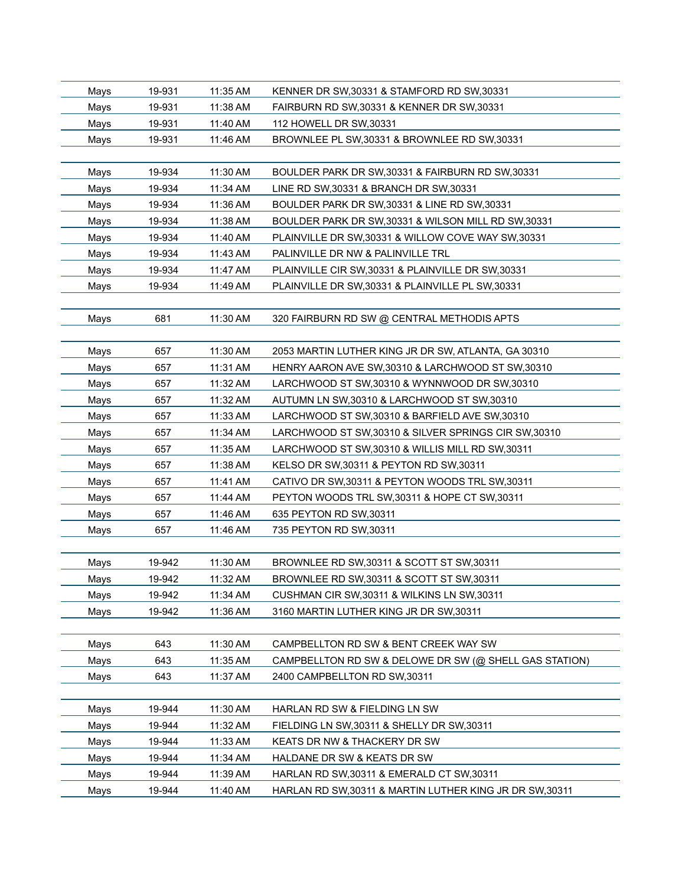| | | | |
|---|---|---|---|
| Mays | 19-931 | 11:35 AM | KENNER DR SW,30331 & STAMFORD RD SW,30331 |
| Mays | 19-931 | 11:38 AM | FAIRBURN RD SW,30331 & KENNER DR SW,30331 |
| Mays | 19-931 | 11:40 AM | 112 HOWELL DR SW,30331 |
| Mays | 19-931 | 11:46 AM | BROWNLEE PL SW,30331 & BROWNLEE RD SW,30331 |
| | | | |
| Mays | 19-934 | 11:30 AM | BOULDER PARK DR SW,30331 & FAIRBURN RD SW,30331 |
| Mays | 19-934 | 11:34 AM | LINE RD SW,30331 & BRANCH DR SW,30331 |
| Mays | 19-934 | 11:36 AM | BOULDER PARK DR SW,30331 & LINE RD SW,30331 |
| Mays | 19-934 | 11:38 AM | BOULDER PARK DR SW,30331 & WILSON MILL RD SW,30331 |
| Mays | 19-934 | 11:40 AM | PLAINVILLE DR SW,30331 & WILLOW COVE WAY SW,30331 |
| Mays | 19-934 | 11:43 AM | PALINVILLE DR NW & PALINVILLE TRL |
| Mays | 19-934 | 11:47 AM | PLAINVILLE CIR SW,30331 & PLAINVILLE DR SW,30331 |
| Mays | 19-934 | 11:49 AM | PLAINVILLE DR SW,30331 & PLAINVILLE PL SW,30331 |
| | | | |
| Mays | 681 | 11:30 AM | 320 FAIRBURN RD SW @ CENTRAL METHODIS APTS |
| | | | |
| Mays | 657 | 11:30 AM | 2053 MARTIN LUTHER KING JR DR SW, ATLANTA, GA 30310 |
| Mays | 657 | 11:31 AM | HENRY AARON AVE SW,30310 & LARCHWOOD ST SW,30310 |
| Mays | 657 | 11:32 AM | LARCHWOOD ST SW,30310 & WYNNWOOD DR SW,30310 |
| Mays | 657 | 11:32 AM | AUTUMN LN SW,30310 & LARCHWOOD ST SW,30310 |
| Mays | 657 | 11:33 AM | LARCHWOOD ST SW,30310 & BARFIELD AVE SW,30310 |
| Mays | 657 | 11:34 AM | LARCHWOOD ST SW,30310 & SILVER SPRINGS CIR SW,30310 |
| Mays | 657 | 11:35 AM | LARCHWOOD ST SW,30310 & WILLIS MILL RD SW,30311 |
| Mays | 657 | 11:38 AM | KELSO DR SW,30311 & PEYTON RD SW,30311 |
| Mays | 657 | 11:41 AM | CATIVO DR SW,30311 & PEYTON WOODS TRL SW,30311 |
| Mays | 657 | 11:44 AM | PEYTON WOODS TRL SW,30311 & HOPE CT SW,30311 |
| Mays | 657 | 11:46 AM | 635 PEYTON RD SW,30311 |
| Mays | 657 | 11:46 AM | 735 PEYTON RD SW,30311 |
| | | | |
| Mays | 19-942 | 11:30 AM | BROWNLEE RD SW,30311 & SCOTT ST SW,30311 |
| Mays | 19-942 | 11:32 AM | BROWNLEE RD SW,30311 & SCOTT ST SW,30311 |
| Mays | 19-942 | 11:34 AM | CUSHMAN CIR SW,30311 & WILKINS LN SW,30311 |
| Mays | 19-942 | 11:36 AM | 3160 MARTIN LUTHER KING JR DR SW,30311 |
| | | | |
| Mays | 643 | 11:30 AM | CAMPBELLTON RD SW & BENT CREEK WAY SW |
| Mays | 643 | 11:35 AM | CAMPBELLTON RD SW & DELOWE DR SW (@ SHELL GAS STATION) |
| Mays | 643 | 11:37 AM | 2400 CAMPBELLTON RD SW,30311 |
| | | | |
| Mays | 19-944 | 11:30 AM | HARLAN RD SW & FIELDING LN SW |
| Mays | 19-944 | 11:32 AM | FIELDING LN SW,30311 & SHELLY DR SW,30311 |
| Mays | 19-944 | 11:33 AM | KEATS DR NW & THACKERY DR SW |
| Mays | 19-944 | 11:34 AM | HALDANE DR SW & KEATS DR SW |
| Mays | 19-944 | 11:39 AM | HARLAN RD SW,30311 & EMERALD CT SW,30311 |
| Mays | 19-944 | 11:40 AM | HARLAN RD SW,30311 & MARTIN LUTHER KING JR DR SW,30311 |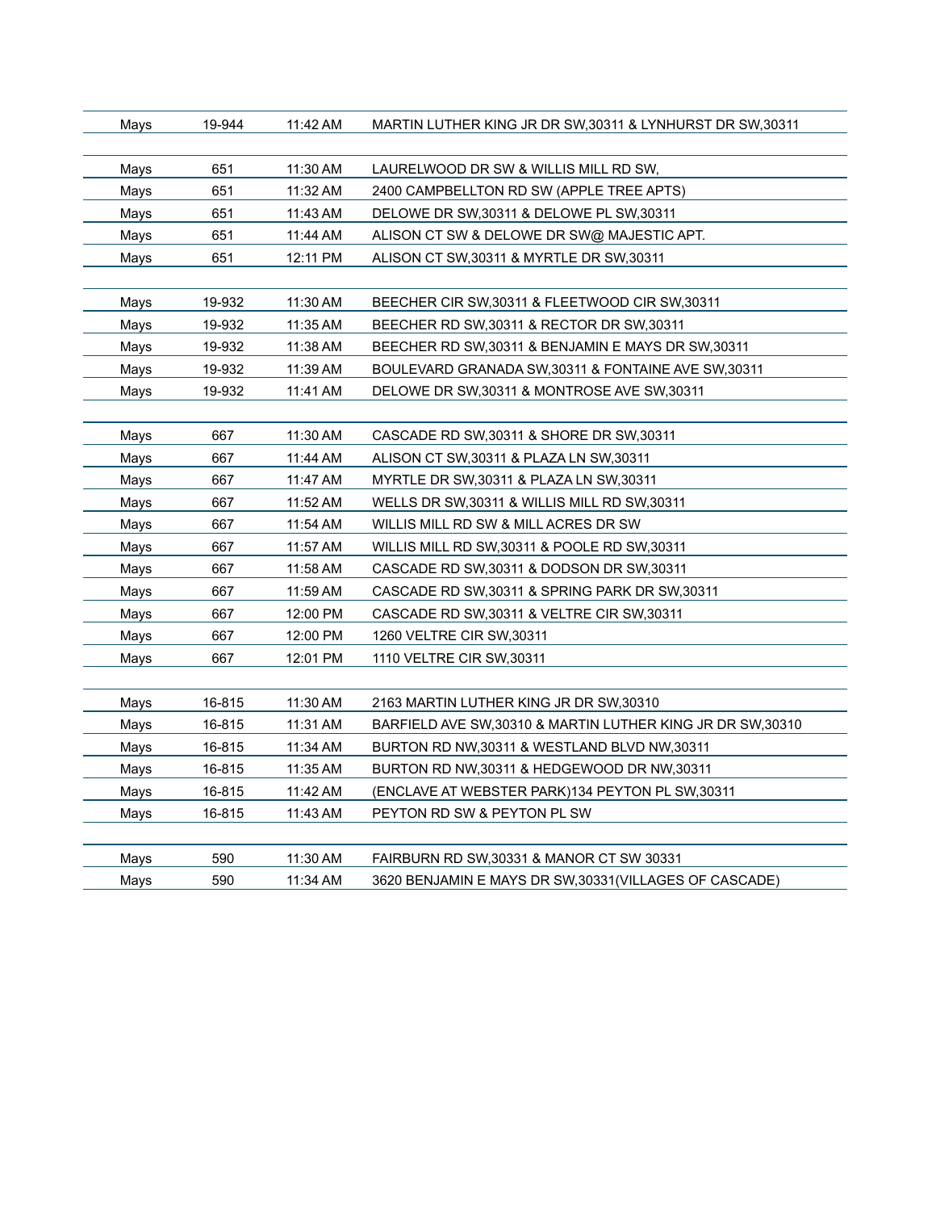| | | | |
|---|---|---|---|
| Mays | 19-944 | 11:42 AM | MARTIN LUTHER KING JR DR SW,30311 & LYNHURST DR SW,30311 |
| | | | |
| Mays | 651 | 11:30 AM | LAURELWOOD DR SW & WILLIS MILL RD SW, |
| Mays | 651 | 11:32 AM | 2400 CAMPBELLTON RD SW (APPLE TREE APTS) |
| Mays | 651 | 11:43 AM | DELOWE DR SW,30311 & DELOWE PL SW,30311 |
| Mays | 651 | 11:44 AM | ALISON CT SW & DELOWE DR SW@ MAJESTIC APT. |
| Mays | 651 | 12:11 PM | ALISON CT SW,30311 & MYRTLE DR SW,30311 |
| | | | |
| Mays | 19-932 | 11:30 AM | BEECHER CIR SW,30311 & FLEETWOOD CIR SW,30311 |
| Mays | 19-932 | 11:35 AM | BEECHER RD SW,30311 & RECTOR DR SW,30311 |
| Mays | 19-932 | 11:38 AM | BEECHER RD SW,30311 & BENJAMIN E MAYS DR SW,30311 |
| Mays | 19-932 | 11:39 AM | BOULEVARD GRANADA SW,30311 & FONTAINE AVE SW,30311 |
| Mays | 19-932 | 11:41 AM | DELOWE DR SW,30311 & MONTROSE AVE SW,30311 |
| | | | |
| Mays | 667 | 11:30 AM | CASCADE RD SW,30311 & SHORE DR SW,30311 |
| Mays | 667 | 11:44 AM | ALISON CT SW,30311 & PLAZA LN SW,30311 |
| Mays | 667 | 11:47 AM | MYRTLE DR SW,30311 & PLAZA LN SW,30311 |
| Mays | 667 | 11:52 AM | WELLS DR SW,30311 & WILLIS MILL RD SW,30311 |
| Mays | 667 | 11:54 AM | WILLIS MILL RD SW & MILL ACRES DR SW |
| Mays | 667 | 11:57 AM | WILLIS MILL RD SW,30311 & POOLE RD SW,30311 |
| Mays | 667 | 11:58 AM | CASCADE RD SW,30311 & DODSON DR SW,30311 |
| Mays | 667 | 11:59 AM | CASCADE RD SW,30311 & SPRING PARK DR SW,30311 |
| Mays | 667 | 12:00 PM | CASCADE RD SW,30311 & VELTRE CIR SW,30311 |
| Mays | 667 | 12:00 PM | 1260 VELTRE CIR SW,30311 |
| Mays | 667 | 12:01 PM | 1110 VELTRE CIR SW,30311 |
| | | | |
| Mays | 16-815 | 11:30 AM | 2163 MARTIN LUTHER KING JR DR SW,30310 |
| Mays | 16-815 | 11:31 AM | BARFIELD AVE SW,30310 & MARTIN LUTHER KING JR DR SW,30310 |
| Mays | 16-815 | 11:34 AM | BURTON RD NW,30311 & WESTLAND BLVD NW,30311 |
| Mays | 16-815 | 11:35 AM | BURTON RD NW,30311 & HEDGEWOOD DR NW,30311 |
| Mays | 16-815 | 11:42 AM | (ENCLAVE AT WEBSTER PARK)134 PEYTON PL SW,30311 |
| Mays | 16-815 | 11:43 AM | PEYTON RD SW & PEYTON PL SW |
| | | | |
| Mays | 590 | 11:30 AM | FAIRBURN RD SW,30331 & MANOR CT SW 30331 |
| Mays | 590 | 11:34 AM | 3620 BENJAMIN E MAYS DR SW,30331(VILLAGES OF CASCADE) |